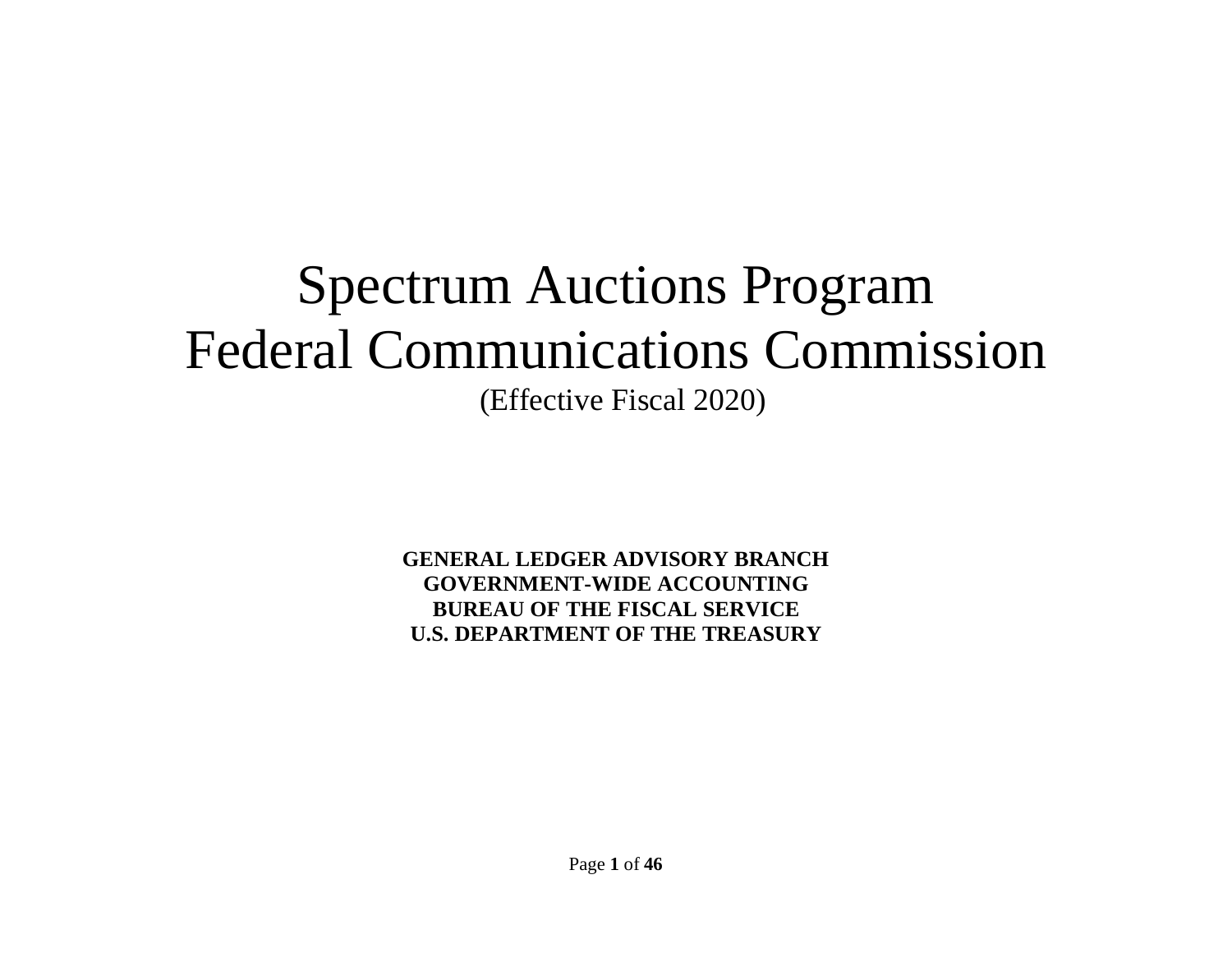# Spectrum Auctions Program
# Federal Communications Commission

(Effective Fiscal 2020)

**GENERAL LEDGER ADVISORY BRANCH**
**GOVERNMENT-WIDE ACCOUNTING**
**BUREAU OF THE FISCAL SERVICE**
**U.S. DEPARTMENT OF THE TREASURY**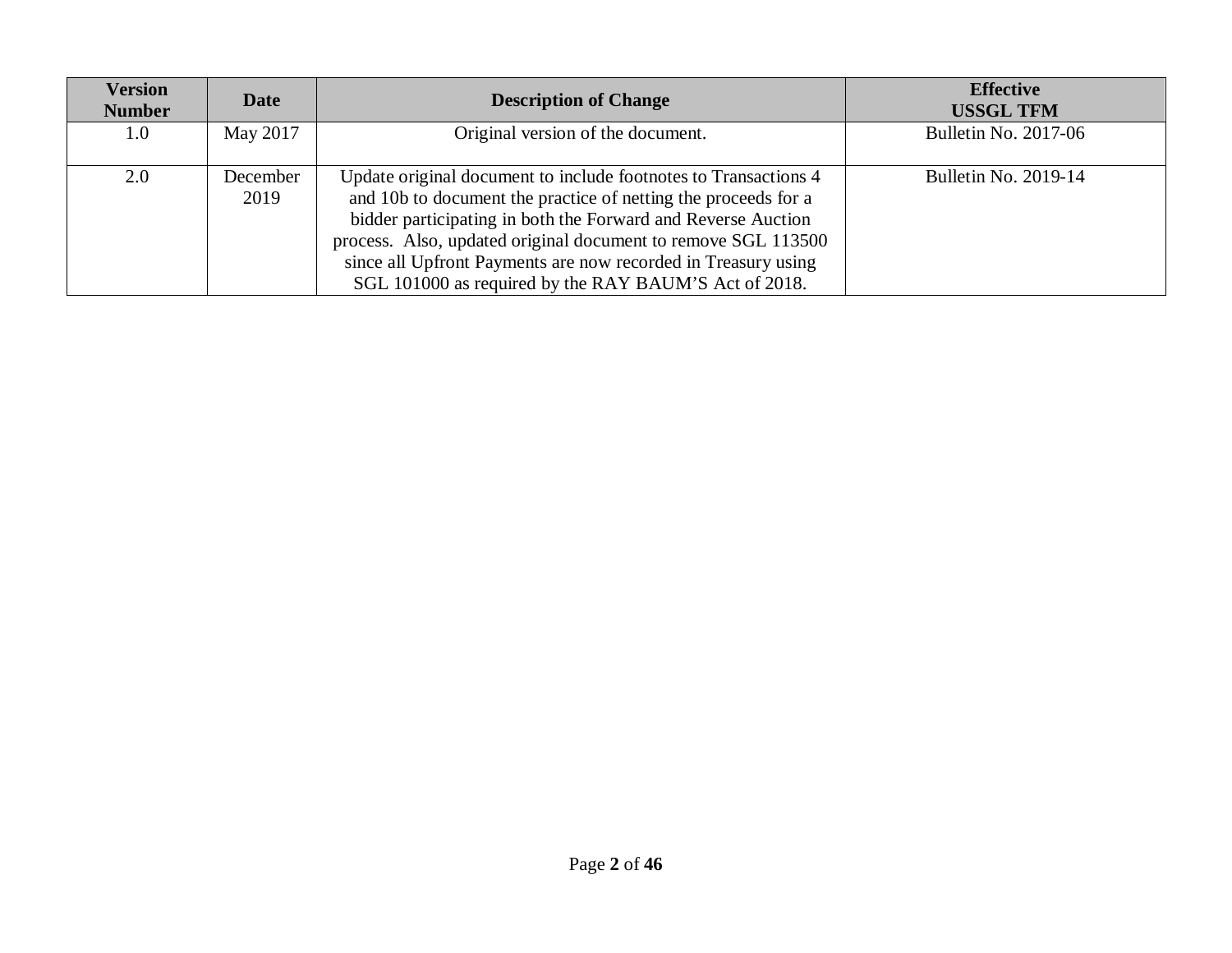| Version Number | Date | Description of Change | Effective USSGL TFM |
|---|---|---|---|
| 1.0 | May 2017 | Original version of the document. | Bulletin No. 2017-06 |
| 2.0 | December 2019 | Update original document to include footnotes to Transactions 4 and 10b to document the practice of netting the proceeds for a bidder participating in both the Forward and Reverse Auction process. Also, updated original document to remove SGL 113500 since all Upfront Payments are now recorded in Treasury using SGL 101000 as required by the RAY BAUM'S Act of 2018. | Bulletin No. 2019-14 |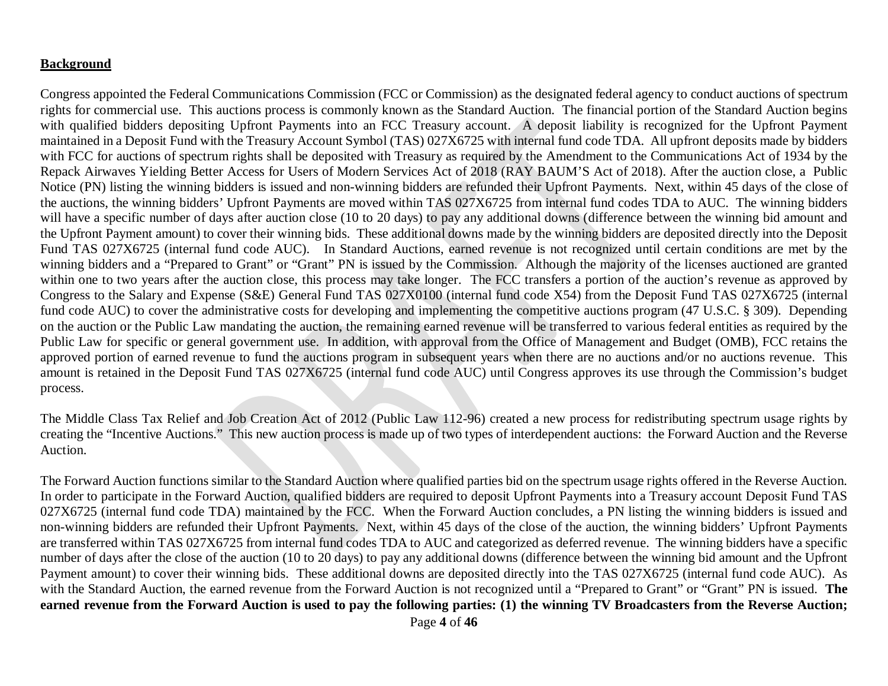**Background**

Congress appointed the Federal Communications Commission (FCC or Commission) as the designated federal agency to conduct auctions of spectrum rights for commercial use. This auctions process is commonly known as the Standard Auction. The financial portion of the Standard Auction begins with qualified bidders depositing Upfront Payments into an FCC Treasury account. A deposit liability is recognized for the Upfront Payment maintained in a Deposit Fund with the Treasury Account Symbol (TAS) 027X6725 with internal fund code TDA. All upfront deposits made by bidders with FCC for auctions of spectrum rights shall be deposited with Treasury as required by the Amendment to the Communications Act of 1934 by the Repack Airwaves Yielding Better Access for Users of Modern Services Act of 2018 (RAY BAUM'S Act of 2018). After the auction close, a Public Notice (PN) listing the winning bidders is issued and non-winning bidders are refunded their Upfront Payments. Next, within 45 days of the close of the auctions, the winning bidders' Upfront Payments are moved within TAS 027X6725 from internal fund codes TDA to AUC. The winning bidders will have a specific number of days after auction close (10 to 20 days) to pay any additional downs (difference between the winning bid amount and the Upfront Payment amount) to cover their winning bids. These additional downs made by the winning bidders are deposited directly into the Deposit Fund TAS 027X6725 (internal fund code AUC). In Standard Auctions, earned revenue is not recognized until certain conditions are met by the winning bidders and a "Prepared to Grant" or "Grant" PN is issued by the Commission. Although the majority of the licenses auctioned are granted within one to two years after the auction close, this process may take longer. The FCC transfers a portion of the auction's revenue as approved by Congress to the Salary and Expense (S&E) General Fund TAS 027X0100 (internal fund code X54) from the Deposit Fund TAS 027X6725 (internal fund code AUC) to cover the administrative costs for developing and implementing the competitive auctions program (47 U.S.C. § 309). Depending on the auction or the Public Law mandating the auction, the remaining earned revenue will be transferred to various federal entities as required by the Public Law for specific or general government use. In addition, with approval from the Office of Management and Budget (OMB), FCC retains the approved portion of earned revenue to fund the auctions program in subsequent years when there are no auctions and/or no auctions revenue. This amount is retained in the Deposit Fund TAS 027X6725 (internal fund code AUC) until Congress approves its use through the Commission's budget process.

The Middle Class Tax Relief and Job Creation Act of 2012 (Public Law 112-96) created a new process for redistributing spectrum usage rights by creating the "Incentive Auctions." This new auction process is made up of two types of interdependent auctions: the Forward Auction and the Reverse Auction.

The Forward Auction functions similar to the Standard Auction where qualified parties bid on the spectrum usage rights offered in the Reverse Auction. In order to participate in the Forward Auction, qualified bidders are required to deposit Upfront Payments into a Treasury account Deposit Fund TAS 027X6725 (internal fund code TDA) maintained by the FCC. When the Forward Auction concludes, a PN listing the winning bidders is issued and non-winning bidders are refunded their Upfront Payments. Next, within 45 days of the close of the auction, the winning bidders' Upfront Payments are transferred within TAS 027X6725 from internal fund codes TDA to AUC and categorized as deferred revenue. The winning bidders have a specific number of days after the close of the auction (10 to 20 days) to pay any additional downs (difference between the winning bid amount and the Upfront Payment amount) to cover their winning bids. These additional downs are deposited directly into the TAS 027X6725 (internal fund code AUC). As with the Standard Auction, the earned revenue from the Forward Auction is not recognized until a "Prepared to Grant" or "Grant" PN is issued. **The earned revenue from the Forward Auction is used to pay the following parties: (1) the winning TV Broadcasters from the Reverse Auction;**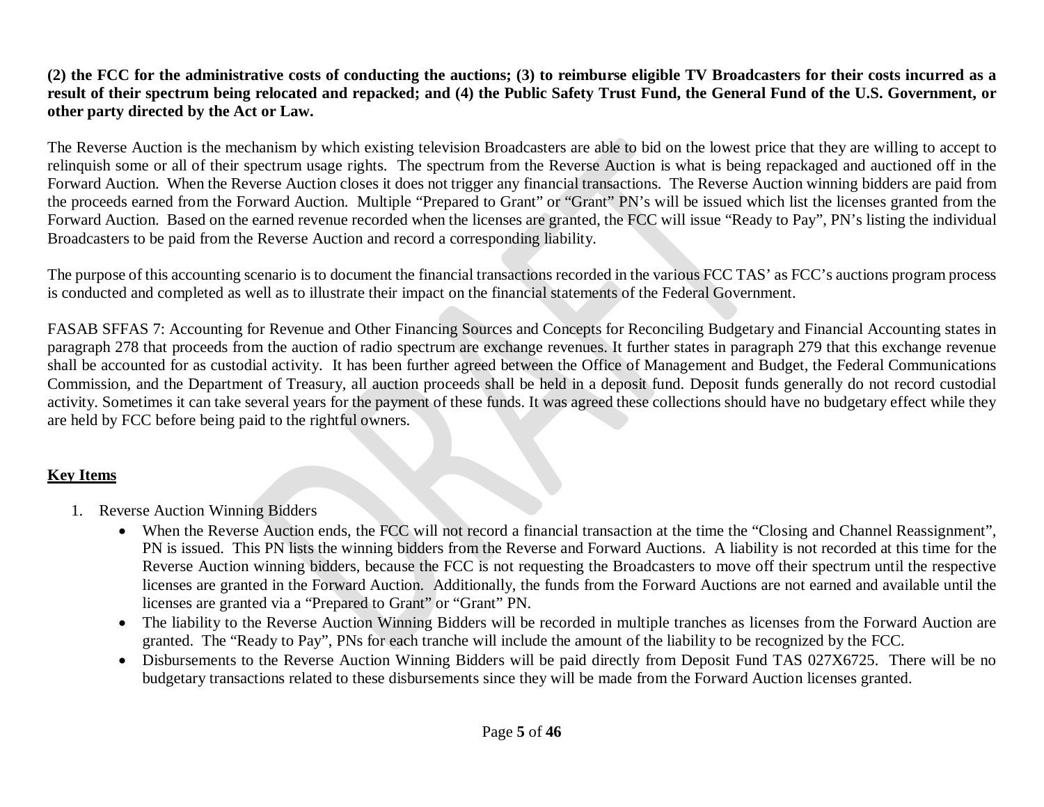**(2) the FCC for the administrative costs of conducting the auctions; (3) to reimburse eligible TV Broadcasters for their costs incurred as a result of their spectrum being relocated and repacked; and (4) the Public Safety Trust Fund, the General Fund of the U.S. Government, or other party directed by the Act or Law.**

The Reverse Auction is the mechanism by which existing television Broadcasters are able to bid on the lowest price that they are willing to accept to relinquish some or all of their spectrum usage rights. The spectrum from the Reverse Auction is what is being repackaged and auctioned off in the Forward Auction. When the Reverse Auction closes it does not trigger any financial transactions. The Reverse Auction winning bidders are paid from the proceeds earned from the Forward Auction. Multiple "Prepared to Grant" or "Grant" PN's will be issued which list the licenses granted from the Forward Auction. Based on the earned revenue recorded when the licenses are granted, the FCC will issue "Ready to Pay", PN's listing the individual Broadcasters to be paid from the Reverse Auction and record a corresponding liability.

The purpose of this accounting scenario is to document the financial transactions recorded in the various FCC TAS' as FCC's auctions program process is conducted and completed as well as to illustrate their impact on the financial statements of the Federal Government.

FASAB SFFAS 7: Accounting for Revenue and Other Financing Sources and Concepts for Reconciling Budgetary and Financial Accounting states in paragraph 278 that proceeds from the auction of radio spectrum are exchange revenues. It further states in paragraph 279 that this exchange revenue shall be accounted for as custodial activity. It has been further agreed between the Office of Management and Budget, the Federal Communications Commission, and the Department of Treasury, all auction proceeds shall be held in a deposit fund. Deposit funds generally do not record custodial activity. Sometimes it can take several years for the payment of these funds. It was agreed these collections should have no budgetary effect while they are held by FCC before being paid to the rightful owners.

**Key Items**

1. Reverse Auction Winning Bidders
   - When the Reverse Auction ends, the FCC will not record a financial transaction at the time the "Closing and Channel Reassignment", PN is issued. This PN lists the winning bidders from the Reverse and Forward Auctions. A liability is not recorded at this time for the Reverse Auction winning bidders, because the FCC is not requesting the Broadcasters to move off their spectrum until the respective licenses are granted in the Forward Auction. Additionally, the funds from the Forward Auctions are not earned and available until the licenses are granted via a "Prepared to Grant" or "Grant" PN.
   - The liability to the Reverse Auction Winning Bidders will be recorded in multiple tranches as licenses from the Forward Auction are granted. The "Ready to Pay", PNs for each tranche will include the amount of the liability to be recognized by the FCC.
   - Disbursements to the Reverse Auction Winning Bidders will be paid directly from Deposit Fund TAS 027X6725. There will be no budgetary transactions related to these disbursements since they will be made from the Forward Auction licenses granted.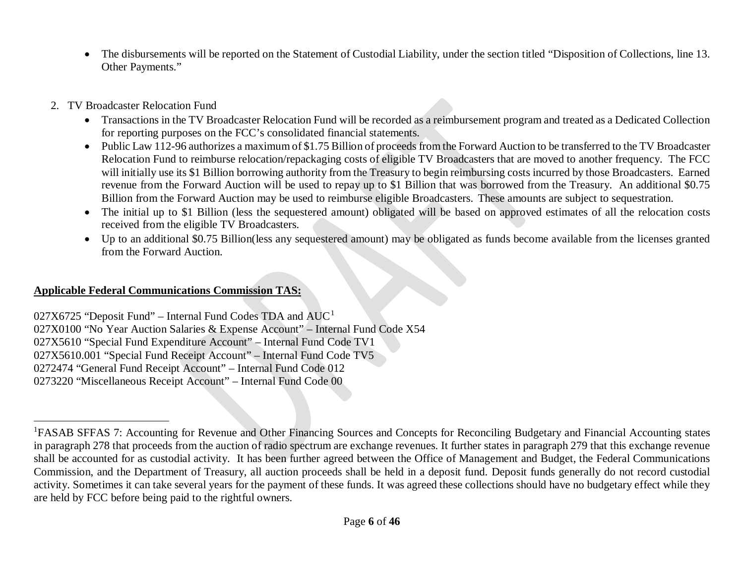- The disbursements will be reported on the Statement of Custodial Liability, under the section titled "Disposition of Collections, line 13. Other Payments."

2. TV Broadcaster Relocation Fund
   - Transactions in the TV Broadcaster Relocation Fund will be recorded as a reimbursement program and treated as a Dedicated Collection for reporting purposes on the FCC's consolidated financial statements.
   - Public Law 112-96 authorizes a maximum of $1.75 Billion of proceeds from the Forward Auction to be transferred to the TV Broadcaster Relocation Fund to reimburse relocation/repackaging costs of eligible TV Broadcasters that are moved to another frequency. The FCC will initially use its $1 Billion borrowing authority from the Treasury to begin reimbursing costs incurred by those Broadcasters. Earned revenue from the Forward Auction will be used to repay up to $1 Billion that was borrowed from the Treasury. An additional $0.75 Billion from the Forward Auction may be used to reimburse eligible Broadcasters. These amounts are subject to sequestration.
   - The initial up to $1 Billion (less the sequestered amount) obligated will be based on approved estimates of all the relocation costs received from the eligible TV Broadcasters.
   - Up to an additional $0.75 Billion(less any sequestered amount) may be obligated as funds become available from the licenses granted from the Forward Auction.

**Applicable Federal Communications Commission TAS:**

027X6725 "Deposit Fund" – Internal Fund Codes TDA and AUC[1]
027X0100 "No Year Auction Salaries & Expense Account" – Internal Fund Code X54
027X5610 "Special Fund Expenditure Account" – Internal Fund Code TV1
027X5610.001 "Special Fund Receipt Account" – Internal Fund Code TV5
0272474 "General Fund Receipt Account" – Internal Fund Code 012
0273220 "Miscellaneous Receipt Account" – Internal Fund Code 00

---

[1]FASAB SFFAS 7: Accounting for Revenue and Other Financing Sources and Concepts for Reconciling Budgetary and Financial Accounting states in paragraph 278 that proceeds from the auction of radio spectrum are exchange revenues. It further states in paragraph 279 that this exchange revenue shall be accounted for as custodial activity. It has been further agreed between the Office of Management and Budget, the Federal Communications Commission, and the Department of Treasury, all auction proceeds shall be held in a deposit fund. Deposit funds generally do not record custodial activity. Sometimes it can take several years for the payment of these funds. It was agreed these collections should have no budgetary effect while they are held by FCC before being paid to the rightful owners.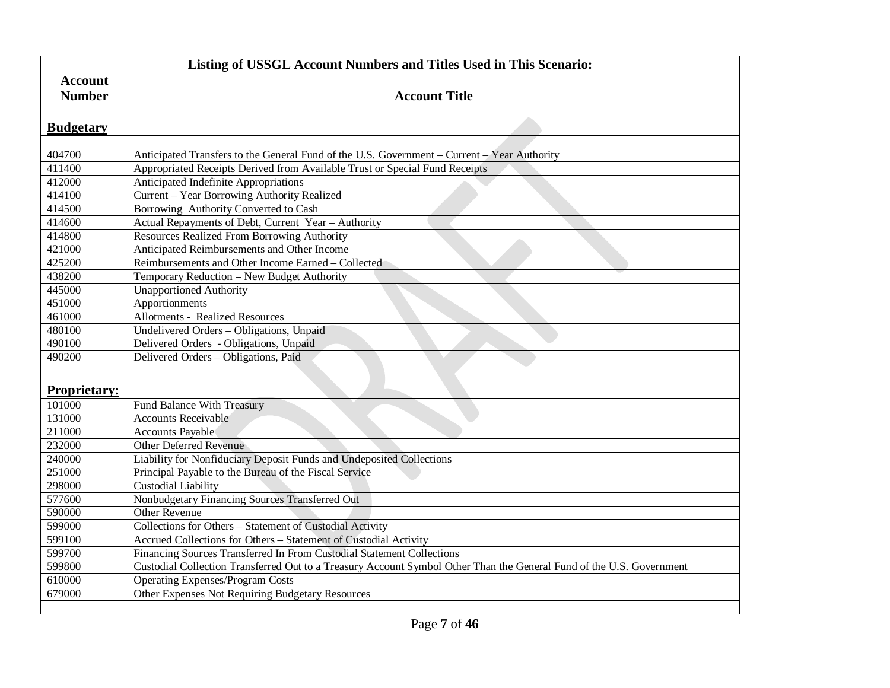| Listing of USSGL Account Numbers and Titles Used in This Scenario: | |
|---|---|
| **Account Number** | **Account Title** |
| **Budgetary** | |
| 404700 | Anticipated Transfers to the General Fund of the U.S. Government – Current – Year Authority |
| 411400 | Appropriated Receipts Derived from Available Trust or Special Fund Receipts |
| 412000 | Anticipated Indefinite Appropriations |
| 414100 | Current – Year Borrowing Authority Realized |
| 414500 | Borrowing Authority Converted to Cash |
| 414600 | Actual Repayments of Debt, Current Year – Authority |
| 414800 | Resources Realized From Borrowing Authority |
| 421000 | Anticipated Reimbursements and Other Income |
| 425200 | Reimbursements and Other Income Earned – Collected |
| 438200 | Temporary Reduction – New Budget Authority |
| 445000 | Unapportioned Authority |
| 451000 | Apportionments |
| 461000 | Allotments - Realized Resources |
| 480100 | Undelivered Orders – Obligations, Unpaid |
| 490100 | Delivered Orders - Obligations, Unpaid |
| 490200 | Delivered Orders – Obligations, Paid |
| **Proprietary:** | |
| 101000 | Fund Balance With Treasury |
| 131000 | Accounts Receivable |
| 211000 | Accounts Payable |
| 232000 | Other Deferred Revenue |
| 240000 | Liability for Nonfiduciary Deposit Funds and Undeposited Collections |
| 251000 | Principal Payable to the Bureau of the Fiscal Service |
| 298000 | Custodial Liability |
| 577600 | Nonbudgetary Financing Sources Transferred Out |
| 590000 | Other Revenue |
| 599000 | Collections for Others – Statement of Custodial Activity |
| 599100 | Accrued Collections for Others – Statement of Custodial Activity |
| 599700 | Financing Sources Transferred In From Custodial Statement Collections |
| 599800 | Custodial Collection Transferred Out to a Treasury Account Symbol Other Than the General Fund of the U.S. Government |
| 610000 | Operating Expenses/Program Costs |
| 679000 | Other Expenses Not Requiring Budgetary Resources |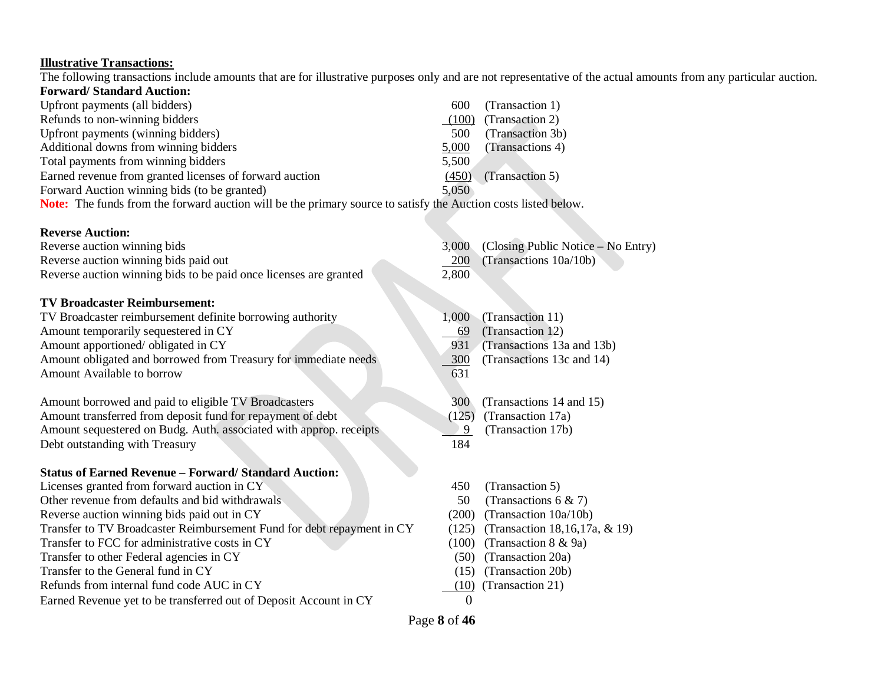**Illustrative Transactions:**

The following transactions include amounts that are for illustrative purposes only and are not representative of the actual amounts from any particular auction.

**Forward/ Standard Auction:**

| | | |
|---|---|---|
| Upfront payments (all bidders) | 600 | (Transaction 1) |
| Refunds to non-winning bidders | (100) | (Transaction 2) |
| Upfront payments (winning bidders) | 500 | (Transaction 3b) |
| Additional downs from winning bidders | 5,000 | (Transactions 4) |
| Total payments from winning bidders | 5,500 | |
| Earned revenue from granted licenses of forward auction | (450) | (Transaction 5) |
| Forward Auction winning bids (to be granted) | 5,050 | |

**Note:** The funds from the forward auction will be the primary source to satisfy the Auction costs listed below.

**Reverse Auction:**

| | | |
|---|---|---|
| Reverse auction winning bids | 3,000 | (Closing Public Notice – No Entry) |
| Reverse auction winning bids paid out | 200 | (Transactions 10a/10b) |
| Reverse auction winning bids to be paid once licenses are granted | 2,800 | |

**TV Broadcaster Reimbursement:**

| | | |
|---|---|---|
| TV Broadcaster reimbursement definite borrowing authority | 1,000 | (Transaction 11) |
| Amount temporarily sequestered in CY | 69 | (Transaction 12) |
| Amount apportioned/ obligated in CY | 931 | (Transactions 13a and 13b) |
| Amount obligated and borrowed from Treasury for immediate needs | 300 | (Transactions 13c and 14) |
| Amount Available to borrow | 631 | |
| | | |
| Amount borrowed and paid to eligible TV Broadcasters | 300 | (Transactions 14 and 15) |
| Amount transferred from deposit fund for repayment of debt | (125) | (Transaction 17a) |
| Amount sequestered on Budg. Auth. associated with approp. receipts | 9 | (Transaction 17b) |
| Debt outstanding with Treasury | 184 | |

**Status of Earned Revenue – Forward/ Standard Auction:**

| | | |
|---|---|---|
| Licenses granted from forward auction in CY | 450 | (Transaction 5) |
| Other revenue from defaults and bid withdrawals | 50 | (Transactions 6 & 7) |
| Reverse auction winning bids paid out in CY | (200) | (Transaction 10a/10b) |
| Transfer to TV Broadcaster Reimbursement Fund for debt repayment in CY | (125) | (Transaction 18,16,17a, & 19) |
| Transfer to FCC for administrative costs in CY | (100) | (Transaction 8 & 9a) |
| Transfer to other Federal agencies in CY | (50) | (Transaction 20a) |
| Transfer to the General fund in CY | (15) | (Transaction 20b) |
| Refunds from internal fund code AUC in CY | (10) | (Transaction 21) |
| Earned Revenue yet to be transferred out of Deposit Account in CY | 0 | |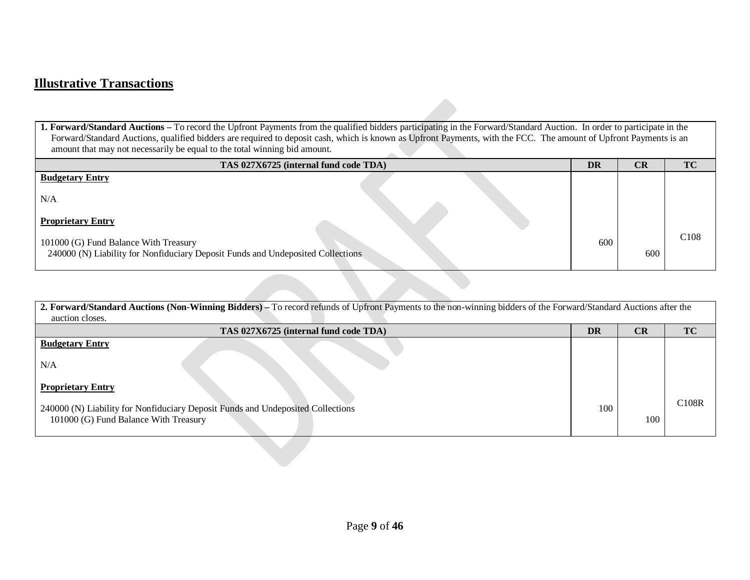## Illustrative Transactions

| **1. Forward/Standard Auctions –** To record the Upfront Payments from the qualified bidders participating in the Forward/Standard Auction. In order to participate in the Forward/Standard Auctions, qualified bidders are required to deposit cash, which is known as Upfront Payments, with the FCC. The amount of Upfront Payments is an amount that may not necessarily be equal to the total winning bid amount. | | | |
|---|---|---|---|
| **TAS 027X6725 (internal fund code TDA)** | **DR** | **CR** | **TC** |
| **Budgetary Entry** | | | |
| N/A | | | |
| **Proprietary Entry** | | | |
| 101000 (G) Fund Balance With Treasury | 600 | | C108 |
| 240000 (N) Liability for Nonfiduciary Deposit Funds and Undeposited Collections | | 600 | |

| **2. Forward/Standard Auctions (Non-Winning Bidders) –** To record refunds of Upfront Payments to the non-winning bidders of the Forward/Standard Auctions after the auction closes. | | | |
|---|---|---|---|
| **TAS 027X6725 (internal fund code TDA)** | **DR** | **CR** | **TC** |
| **Budgetary Entry** | | | |
| N/A | | | |
| **Proprietary Entry** | | | |
| 240000 (N) Liability for Nonfiduciary Deposit Funds and Undeposited Collections | 100 | | C108R |
| 101000 (G) Fund Balance With Treasury | | 100 | |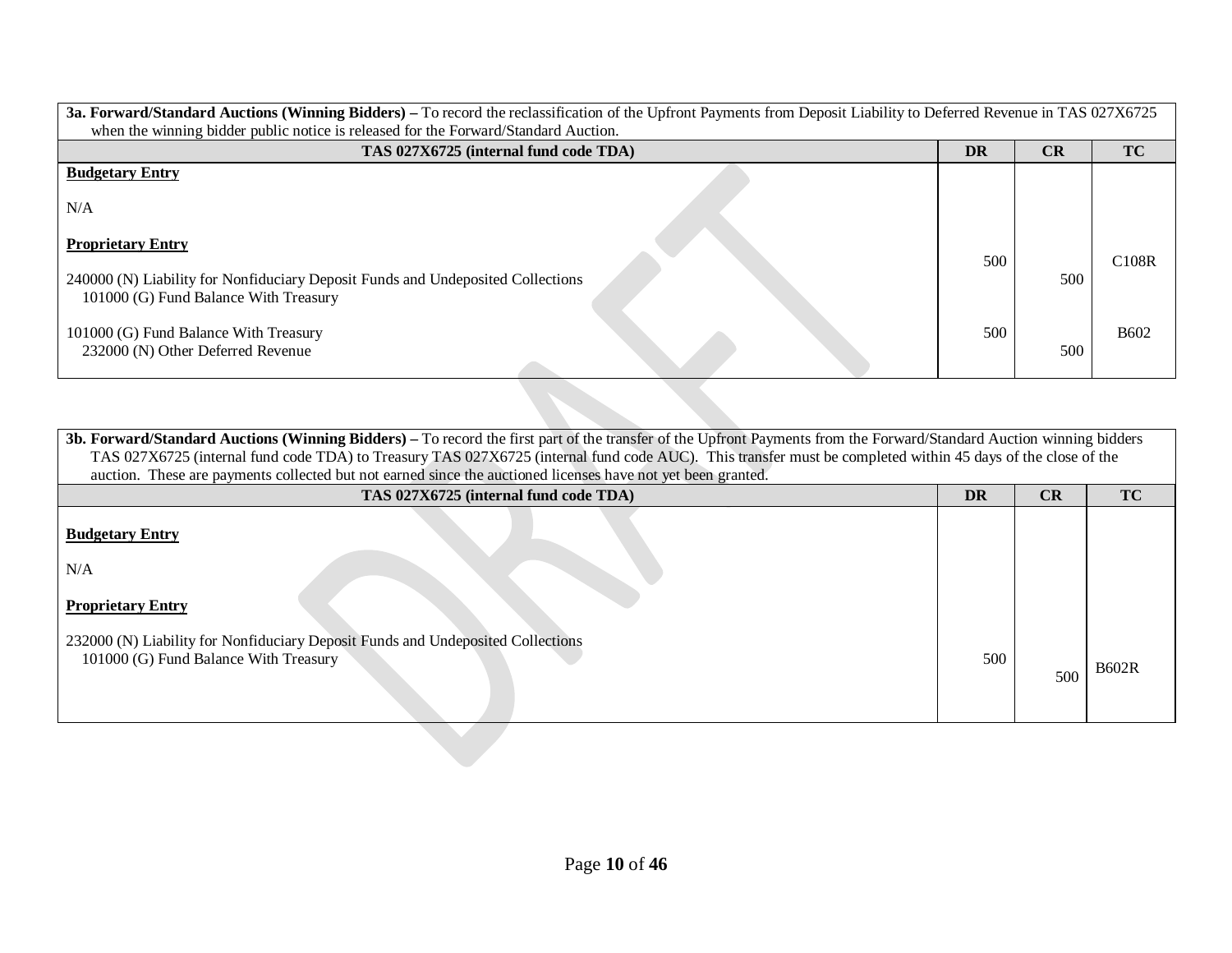| **3a. Forward/Standard Auctions (Winning Bidders) –** To record the reclassification of the Upfront Payments from Deposit Liability to Deferred Revenue in TAS 027X6725 when the winning bidder public notice is released for the Forward/Standard Auction. | | | |
|---|---|---|---|
| **TAS 027X6725 (internal fund code TDA)** | **DR** | **CR** | **TC** |
| **Budgetary Entry** | | | |
| N/A | | | |
| **Proprietary Entry** | | | |
| 240000 (N) Liability for Nonfiduciary Deposit Funds and Undeposited Collections | 500 | | C108R |
| 101000 (G) Fund Balance With Treasury | | 500 | |
| 101000 (G) Fund Balance With Treasury | 500 | | B602 |
| 232000 (N) Other Deferred Revenue | | 500 | |

| **3b. Forward/Standard Auctions (Winning Bidders) –** To record the first part of the transfer of the Upfront Payments from the Forward/Standard Auction winning bidders TAS 027X6725 (internal fund code TDA) to Treasury TAS 027X6725 (internal fund code AUC). This transfer must be completed within 45 days of the close of the auction. These are payments collected but not earned since the auctioned licenses have not yet been granted. | | | |
|---|---|---|---|
| **TAS 027X6725 (internal fund code TDA)** | **DR** | **CR** | **TC** |
| **Budgetary Entry** | | | |
| N/A | | | |
| **Proprietary Entry** | | | |
| 232000 (N) Liability for Nonfiduciary Deposit Funds and Undeposited Collections | 500 | | B602R |
| 101000 (G) Fund Balance With Treasury | | 500 | |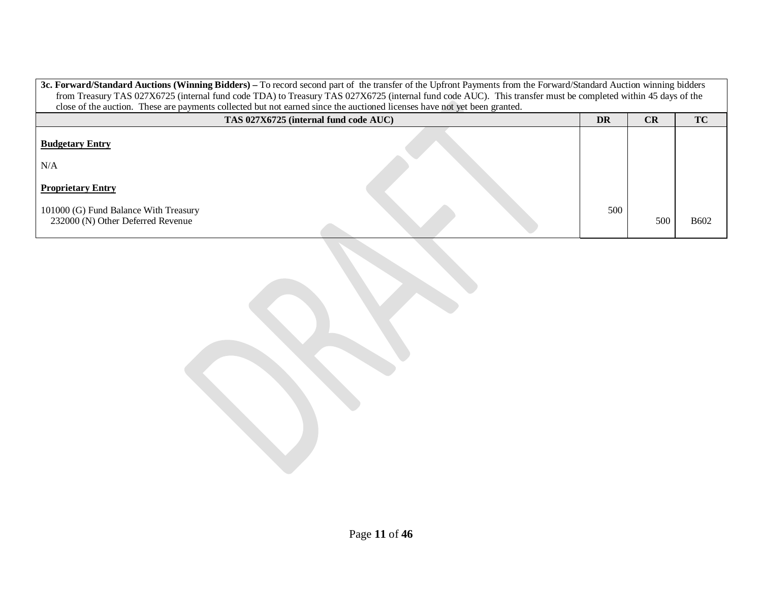**3c. Forward/Standard Auctions (Winning Bidders) –** To record second part of the transfer of the Upfront Payments from the Forward/Standard Auction winning bidders from Treasury TAS 027X6725 (internal fund code TDA) to Treasury TAS 027X6725 (internal fund code AUC). This transfer must be completed within 45 days of the close of the auction. These are payments collected but not earned since the auctioned licenses have not yet been granted.

| TAS 027X6725 (internal fund code AUC) | DR | CR | TC |
|---|---|---|---|
| **Budgetary Entry** | | | |
| N/A | | | |
| **Proprietary Entry** | | | |
| 101000 (G) Fund Balance With Treasury | 500 | | |
| 232000 (N) Other Deferred Revenue | | 500 | B602 |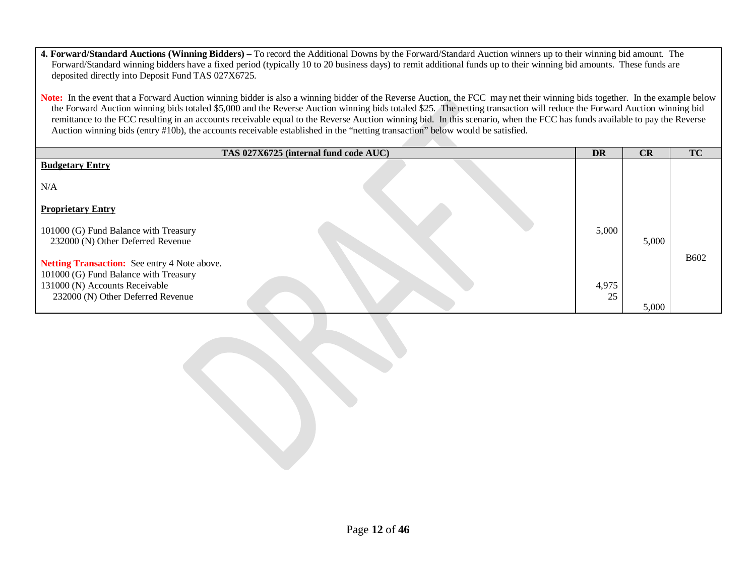**4. Forward/Standard Auctions (Winning Bidders) –** To record the Additional Downs by the Forward/Standard Auction winners up to their winning bid amount. The Forward/Standard winning bidders have a fixed period (typically 10 to 20 business days) to remit additional funds up to their winning bid amounts. These funds are deposited directly into Deposit Fund TAS 027X6725.

**Note:** In the event that a Forward Auction winning bidder is also a winning bidder of the Reverse Auction, the FCC may net their winning bids together. In the example below the Forward Auction winning bids totaled $5,000 and the Reverse Auction winning bids totaled $25. The netting transaction will reduce the Forward Auction winning bid remittance to the FCC resulting in an accounts receivable equal to the Reverse Auction winning bid. In this scenario, when the FCC has funds available to pay the Reverse Auction winning bids (entry #10b), the accounts receivable established in the "netting transaction" below would be satisfied.

| TAS 027X6725 (internal fund code AUC) | DR | CR | TC |
|---|---|---|---|
| **Budgetary Entry** | | | |
| N/A | | | |
| **Proprietary Entry** | | | |
| 101000 (G) Fund Balance with Treasury | 5,000 | | |
| 232000 (N) Other Deferred Revenue | | 5,000 | |
| | | | B602 |
| **Netting Transaction:** See entry 4 Note above. | | | |
| 101000 (G) Fund Balance with Treasury | 4,975 | | |
| 131000 (N) Accounts Receivable | 25 | | |
| 232000 (N) Other Deferred Revenue | | 5,000 | |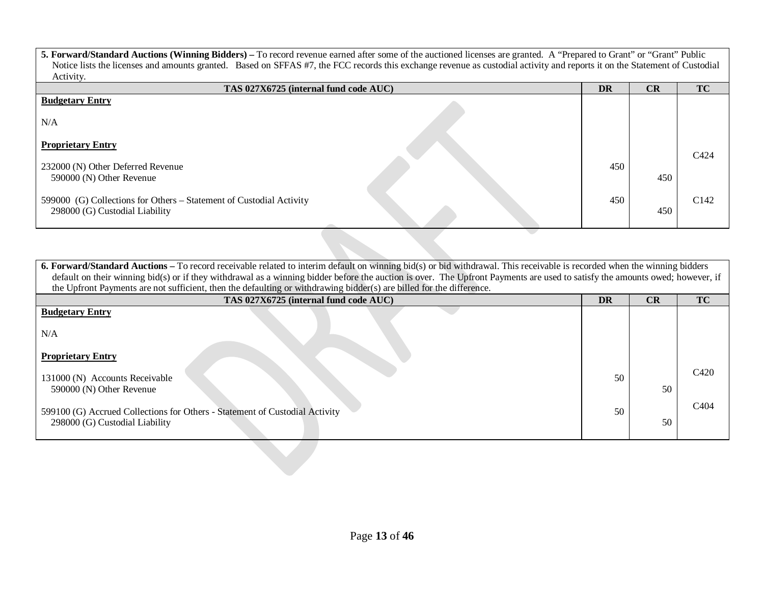**5. Forward/Standard Auctions (Winning Bidders) –** To record revenue earned after some of the auctioned licenses are granted. A "Prepared to Grant" or "Grant" Public Notice lists the licenses and amounts granted. Based on SFFAS #7, the FCC records this exchange revenue as custodial activity and reports it on the Statement of Custodial Activity.

| TAS 027X6725 (internal fund code AUC) | DR | CR | TC |
|---|---|---|---|
| **Budgetary Entry** | | | |
| N/A | | | |
| **Proprietary Entry** | | | |
| 232000 (N) Other Deferred Revenue | 450 | | C424 |
| 590000 (N) Other Revenue | | 450 | |
| 599000 (G) Collections for Others – Statement of Custodial Activity | 450 | | C142 |
| 298000 (G) Custodial Liability | | 450 | |

**6. Forward/Standard Auctions –** To record receivable related to interim default on winning bid(s) or bid withdrawal. This receivable is recorded when the winning bidders default on their winning bid(s) or if they withdrawal as a winning bidder before the auction is over. The Upfront Payments are used to satisfy the amounts owed; however, if the Upfront Payments are not sufficient, then the defaulting or withdrawing bidder(s) are billed for the difference.

| TAS 027X6725 (internal fund code AUC) | DR | CR | TC |
|---|---|---|---|
| **Budgetary Entry** | | | |
| N/A | | | |
| **Proprietary Entry** | | | |
| 131000 (N) Accounts Receivable | 50 | | C420 |
| 590000 (N) Other Revenue | | 50 | |
| 599100 (G) Accrued Collections for Others - Statement of Custodial Activity | 50 | | C404 |
| 298000 (G) Custodial Liability | | 50 | |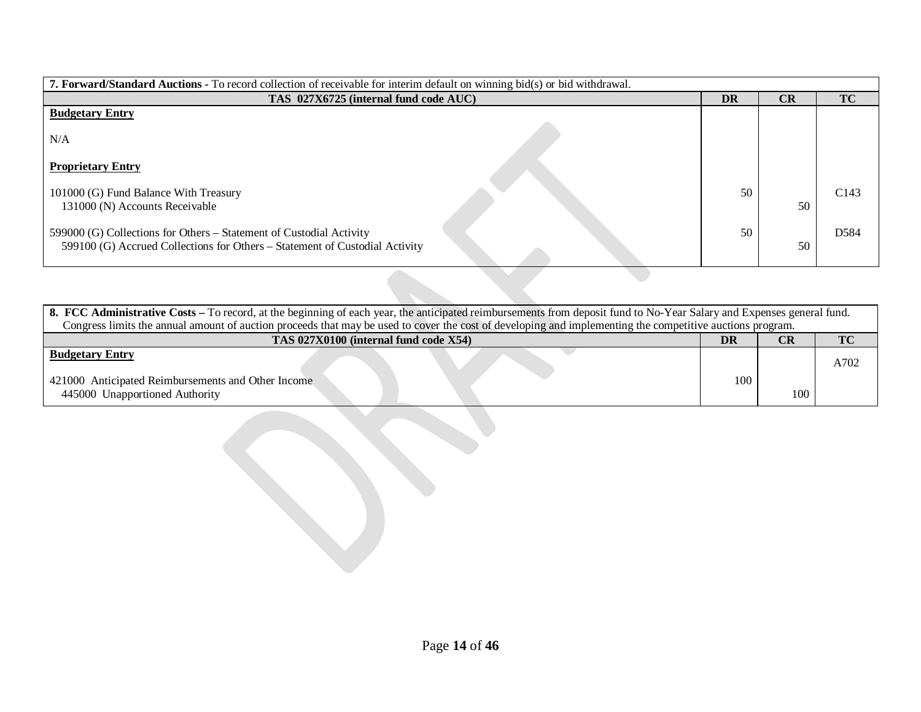| **7. Forward/Standard Auctions -** To record collection of receivable for interim default on winning bid(s) or bid withdrawal. | | | |
|---|---|---|---|
| **TAS 027X6725 (internal fund code AUC)** | **DR** | **CR** | **TC** |
| **Budgetary Entry** | | | |
| N/A | | | |
| **Proprietary Entry** | | | |
| 101000 (G) Fund Balance With Treasury | 50 | | C143 |
| 131000 (N) Accounts Receivable | | 50 | |
| 599000 (G) Collections for Others – Statement of Custodial Activity | 50 | | D584 |
| 599100 (G) Accrued Collections for Others – Statement of Custodial Activity | | 50 | |

| **8. FCC Administrative Costs –** To record, at the beginning of each year, the anticipated reimbursements from deposit fund to No-Year Salary and Expenses general fund. Congress limits the annual amount of auction proceeds that may be used to cover the cost of developing and implementing the competitive auctions program. | | | |
|---|---|---|---|
| **TAS 027X0100 (internal fund code X54)** | **DR** | **CR** | **TC** |
| **Budgetary Entry** | | | A702 |
| 421000 Anticipated Reimbursements and Other Income | 100 | | |
| 445000 Unapportioned Authority | | 100 | |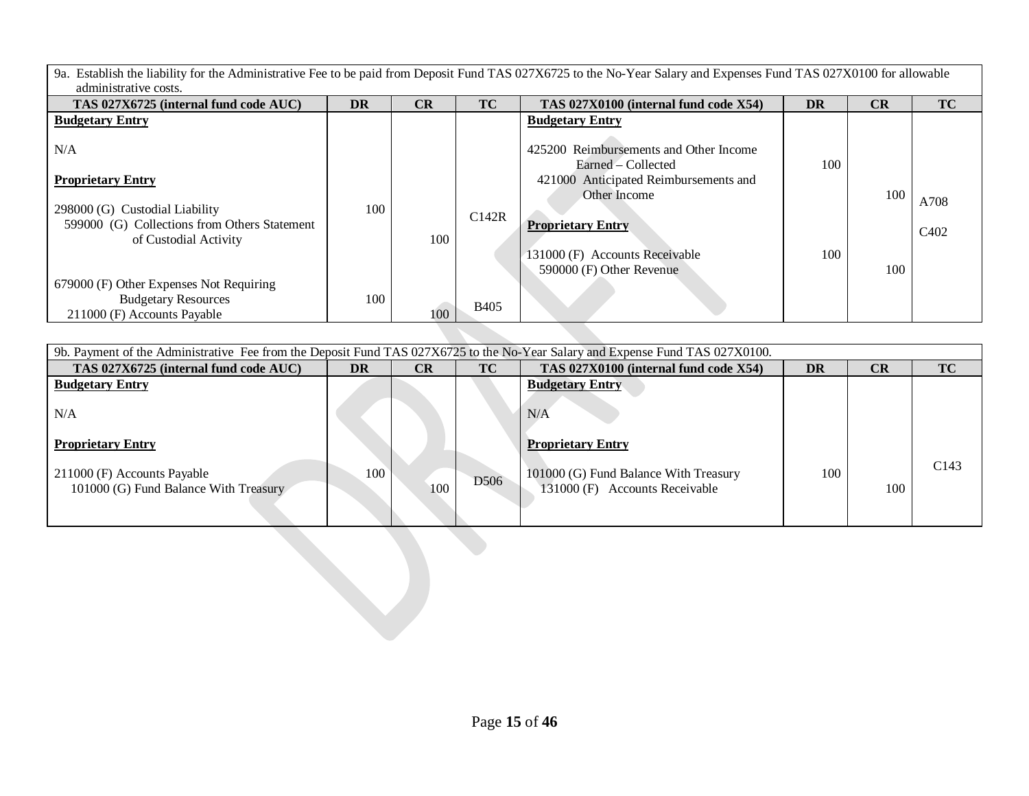| 9a. Establish the liability for the Administrative Fee to be paid from Deposit Fund TAS 027X6725 to the No-Year Salary and Expenses Fund TAS 027X0100 for allowable administrative costs. | | | | | | | |
|---|---|---|---|---|---|---|---|
| **TAS 027X6725 (internal fund code AUC)** | **DR** | **CR** | **TC** | **TAS 027X0100 (internal fund code X54)** | **DR** | **CR** | **TC** |
| **Budgetary Entry** | | | | **Budgetary Entry** | | | |
| N/A | | | | 425200 Reimbursements and Other Income Earned – Collected | 100 | | |
| | | | | 421000 Anticipated Reimbursements and Other Income | | 100 | A708 |
| **Proprietary Entry** | | | | **Proprietary Entry** | | | |
| 298000 (G) Custodial Liability | 100 | | C142R | 131000 (F) Accounts Receivable | 100 | | C402 |
| 599000 (G) Collections from Others Statement of Custodial Activity | | 100 | | 590000 (F) Other Revenue | | 100 | |
| 679000 (F) Other Expenses Not Requiring Budgetary Resources | 100 | | B405 | | | | |
| 211000 (F) Accounts Payable | | 100 | | | | | |

| 9b. Payment of the Administrative Fee from the Deposit Fund TAS 027X6725 to the No-Year Salary and Expense Fund TAS 027X0100. | | | | | | | |
|---|---|---|---|---|---|---|---|
| **TAS 027X6725 (internal fund code AUC)** | **DR** | **CR** | **TC** | **TAS 027X0100 (internal fund code X54)** | **DR** | **CR** | **TC** |
| **Budgetary Entry** | | | | **Budgetary Entry** | | | |
| N/A | | | | N/A | | | |
| **Proprietary Entry** | | | | **Proprietary Entry** | | | |
| 211000 (F) Accounts Payable | 100 | | D506 | 101000 (G) Fund Balance With Treasury | 100 | | C143 |
| 101000 (G) Fund Balance With Treasury | | 100 | | 131000 (F) Accounts Receivable | | 100 | |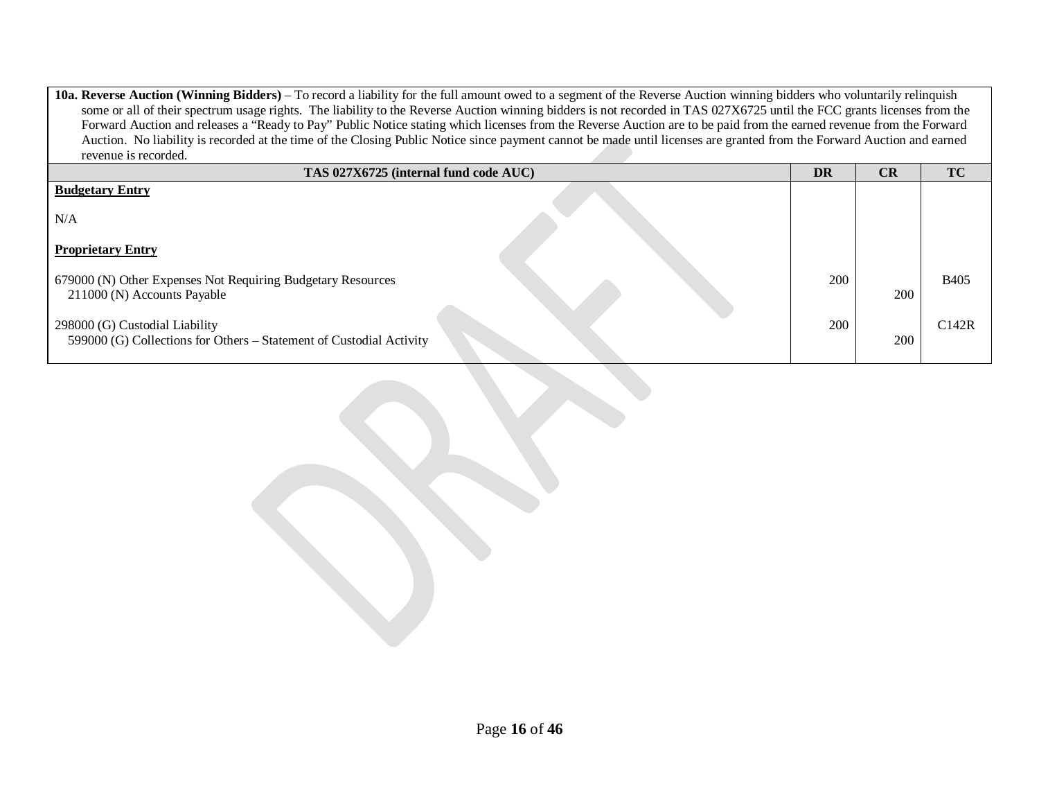**10a. Reverse Auction (Winning Bidders)** – To record a liability for the full amount owed to a segment of the Reverse Auction winning bidders who voluntarily relinquish some or all of their spectrum usage rights. The liability to the Reverse Auction winning bidders is not recorded in TAS 027X6725 until the FCC grants licenses from the Forward Auction and releases a "Ready to Pay" Public Notice stating which licenses from the Reverse Auction are to be paid from the earned revenue from the Forward Auction. No liability is recorded at the time of the Closing Public Notice since payment cannot be made until licenses are granted from the Forward Auction and earned revenue is recorded.

| TAS 027X6725 (internal fund code AUC) | DR | CR | TC |
|---|---|---|---|
| **Budgetary Entry** | | | |
| N/A | | | |
| **Proprietary Entry** | | | |
| 679000 (N) Other Expenses Not Requiring Budgetary Resources | 200 | | B405 |
| 211000 (N) Accounts Payable | | 200 | |
| 298000 (G) Custodial Liability | 200 | | C142R |
| 599000 (G) Collections for Others – Statement of Custodial Activity | | 200 | |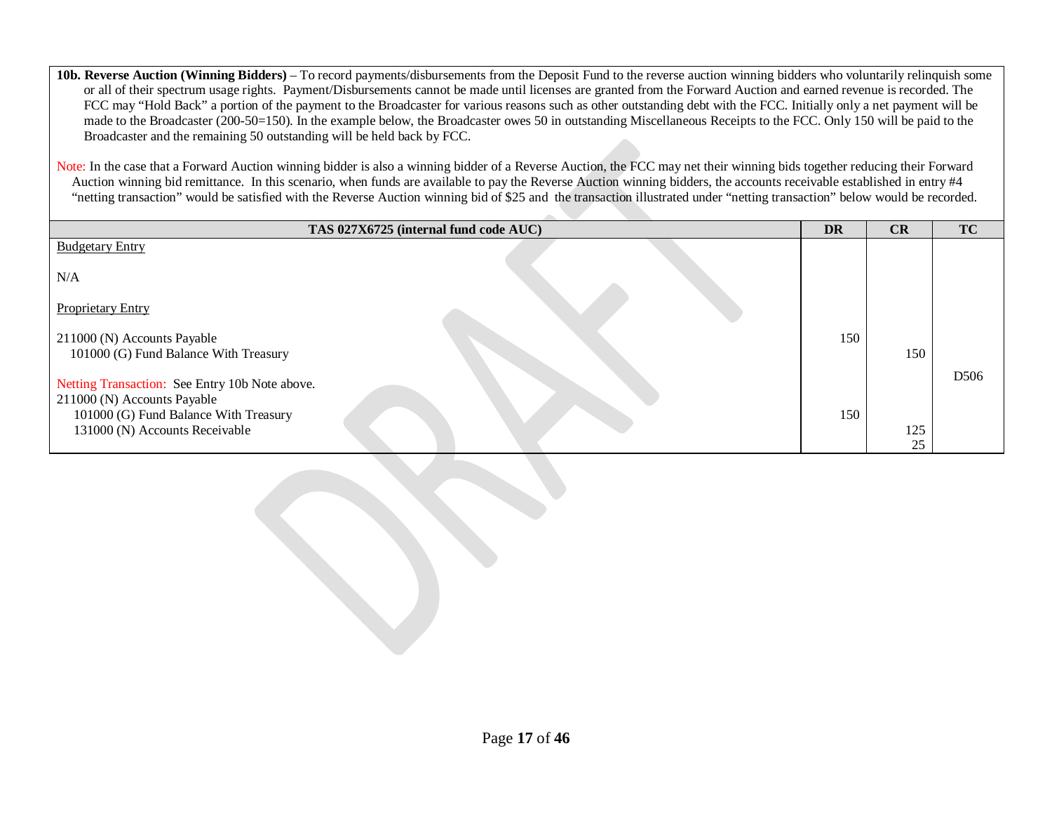**10b. Reverse Auction (Winning Bidders)** – To record payments/disbursements from the Deposit Fund to the reverse auction winning bidders who voluntarily relinquish some or all of their spectrum usage rights. Payment/Disbursements cannot be made until licenses are granted from the Forward Auction and earned revenue is recorded. The FCC may "Hold Back" a portion of the payment to the Broadcaster for various reasons such as other outstanding debt with the FCC. Initially only a net payment will be made to the Broadcaster (200-50=150). In the example below, the Broadcaster owes 50 in outstanding Miscellaneous Receipts to the FCC. Only 150 will be paid to the Broadcaster and the remaining 50 outstanding will be held back by FCC.

Note: In the case that a Forward Auction winning bidder is also a winning bidder of a Reverse Auction, the FCC may net their winning bids together reducing their Forward Auction winning bid remittance. In this scenario, when funds are available to pay the Reverse Auction winning bidders, the accounts receivable established in entry #4 "netting transaction" would be satisfied with the Reverse Auction winning bid of $25 and the transaction illustrated under "netting transaction" below would be recorded.

| TAS 027X6725 (internal fund code AUC) | DR | CR | TC |
|---|---|---|---|
| Budgetary Entry | | | |
| N/A | | | |
| Proprietary Entry | | | |
| 211000 (N) Accounts Payable | 150 | | |
| 101000 (G) Fund Balance With Treasury | | 150 | |
| | | | D506 |
| Netting Transaction: See Entry 10b Note above. | | | |
| 211000 (N) Accounts Payable | | | |
| 101000 (G) Fund Balance With Treasury | 150 | | |
| 131000 (N) Accounts Receivable | | 125 | |
| | | 25 | |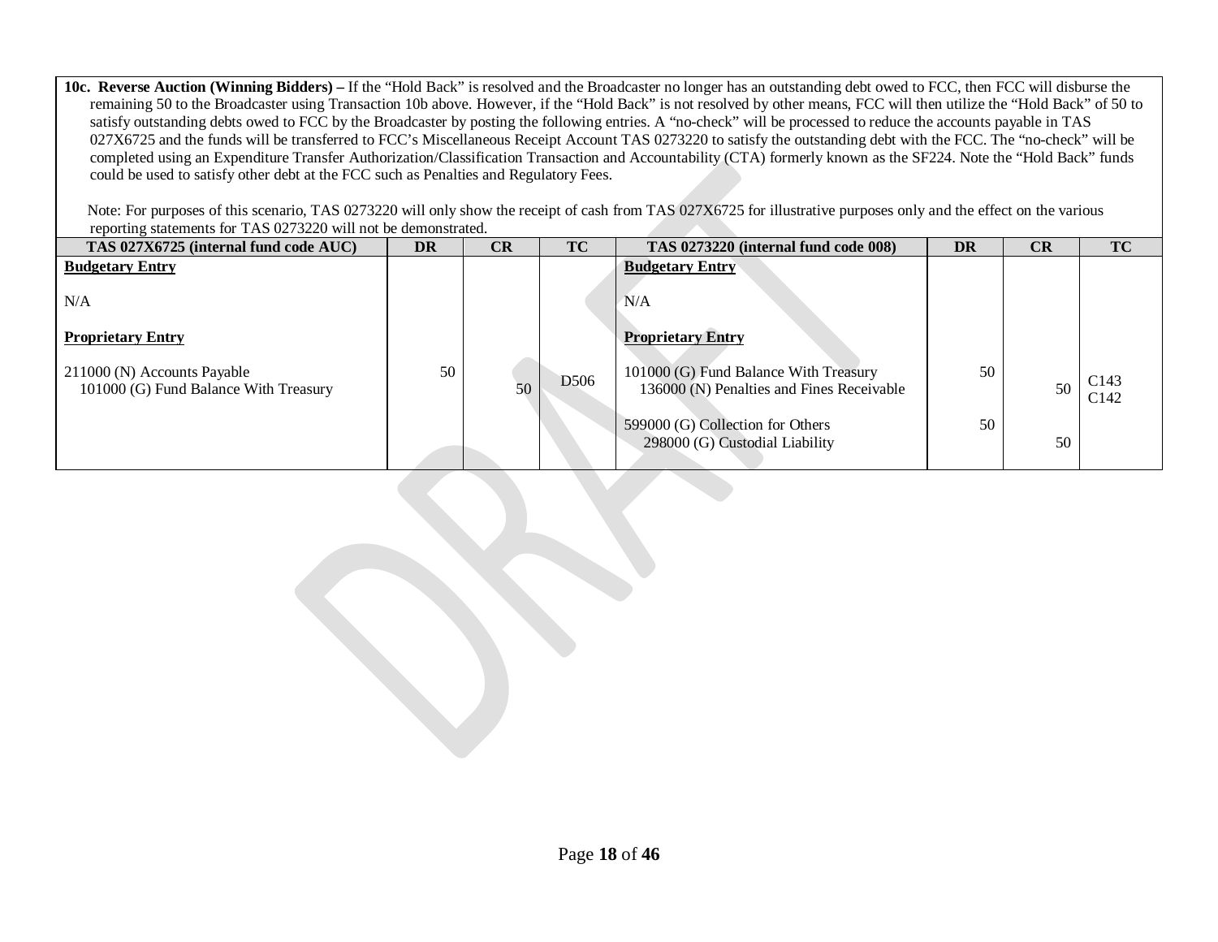**10c. Reverse Auction (Winning Bidders) –** If the "Hold Back" is resolved and the Broadcaster no longer has an outstanding debt owed to FCC, then FCC will disburse the remaining 50 to the Broadcaster using Transaction 10b above. However, if the "Hold Back" is not resolved by other means, FCC will then utilize the "Hold Back" of 50 to satisfy outstanding debts owed to FCC by the Broadcaster by posting the following entries. A "no-check" will be processed to reduce the accounts payable in TAS 027X6725 and the funds will be transferred to FCC's Miscellaneous Receipt Account TAS 0273220 to satisfy the outstanding debt with the FCC. The "no-check" will be completed using an Expenditure Transfer Authorization/Classification Transaction and Accountability (CTA) formerly known as the SF224. Note the "Hold Back" funds could be used to satisfy other debt at the FCC such as Penalties and Regulatory Fees.

Note: For purposes of this scenario, TAS 0273220 will only show the receipt of cash from TAS 027X6725 for illustrative purposes only and the effect on the various reporting statements for TAS 0273220 will not be demonstrated.

| TAS 027X6725 (internal fund code AUC) | DR | CR | TC | TAS 0273220 (internal fund code 008) | DR | CR | TC |
|---|---|---|---|---|---|---|---|
| **Budgetary Entry** | | | | **Budgetary Entry** | | | |
| N/A | | | | N/A | | | |
| **Proprietary Entry** | | | | **Proprietary Entry** | | | |
| 211000 (N) Accounts Payable | 50 | | D506 | 101000 (G) Fund Balance With Treasury | 50 | | C143 |
| 101000 (G) Fund Balance With Treasury | | 50 | | 136000 (N) Penalties and Fines Receivable | | 50 | C142 |
| | | | | 599000 (G) Collection for Others | 50 | | |
| | | | | 298000 (G) Custodial Liability | | 50 | |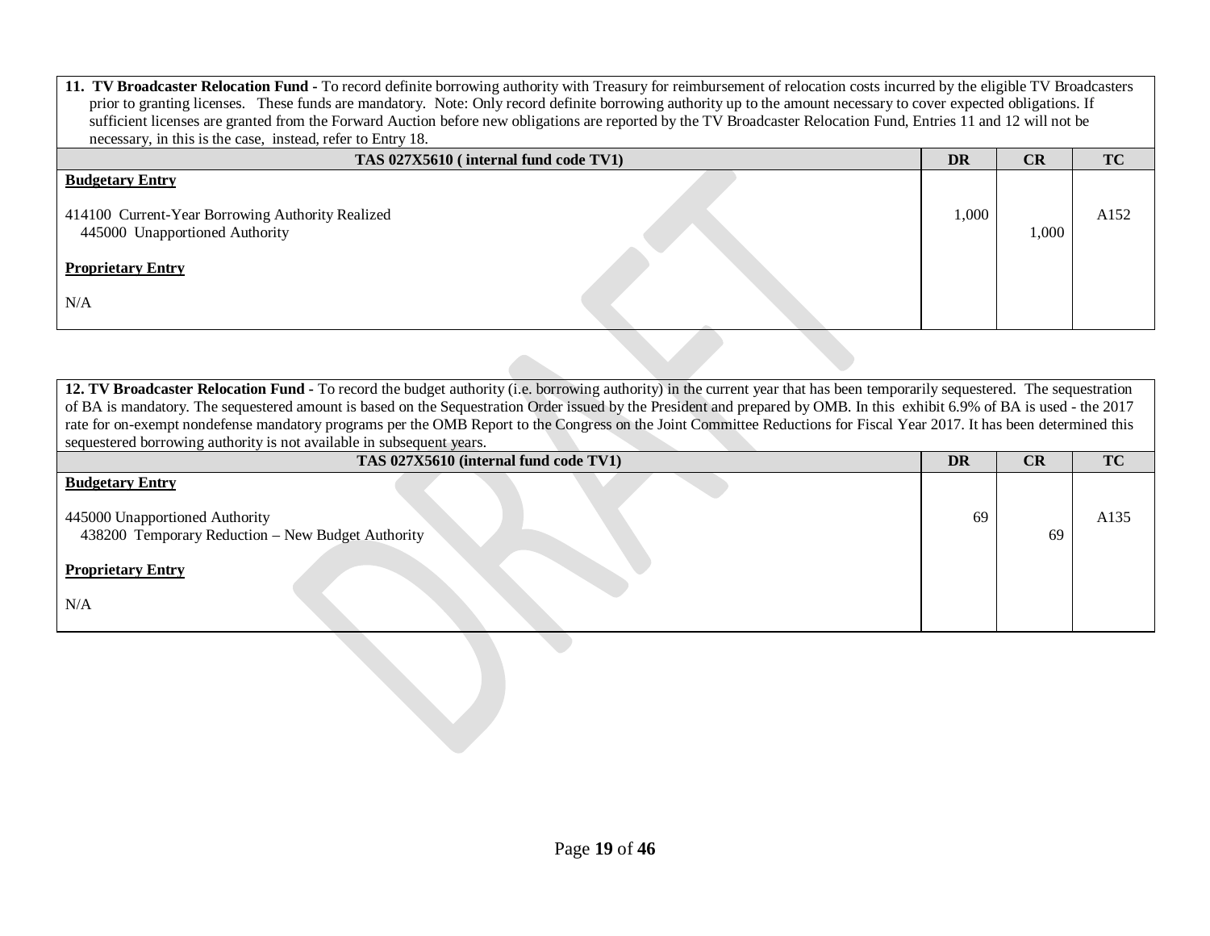**11. TV Broadcaster Relocation Fund -** To record definite borrowing authority with Treasury for reimbursement of relocation costs incurred by the eligible TV Broadcasters prior to granting licenses. These funds are mandatory. Note: Only record definite borrowing authority up to the amount necessary to cover expected obligations. If sufficient licenses are granted from the Forward Auction before new obligations are reported by the TV Broadcaster Relocation Fund, Entries 11 and 12 will not be necessary, in this is the case, instead, refer to Entry 18.

| TAS 027X5610 ( internal fund code TV1) | DR | CR | TC |
|---|---|---|---|
| **Budgetary Entry** | | | |
| 414100 Current-Year Borrowing Authority Realized | 1,000 | | A152 |
| 445000 Unapportioned Authority | | 1,000 | |
| **Proprietary Entry** | | | |
| N/A | | | |

**12. TV Broadcaster Relocation Fund -** To record the budget authority (i.e. borrowing authority) in the current year that has been temporarily sequestered. The sequestration of BA is mandatory. The sequestered amount is based on the Sequestration Order issued by the President and prepared by OMB. In this exhibit 6.9% of BA is used - the 2017 rate for on-exempt nondefense mandatory programs per the OMB Report to the Congress on the Joint Committee Reductions for Fiscal Year 2017. It has been determined this sequestered borrowing authority is not available in subsequent years.

| TAS 027X5610 (internal fund code TV1) | DR | CR | TC |
|---|---|---|---|
| **Budgetary Entry** | | | |
| 445000 Unapportioned Authority | 69 | | A135 |
| 438200 Temporary Reduction – New Budget Authority | | 69 | |
| **Proprietary Entry** | | | |
| N/A | | | |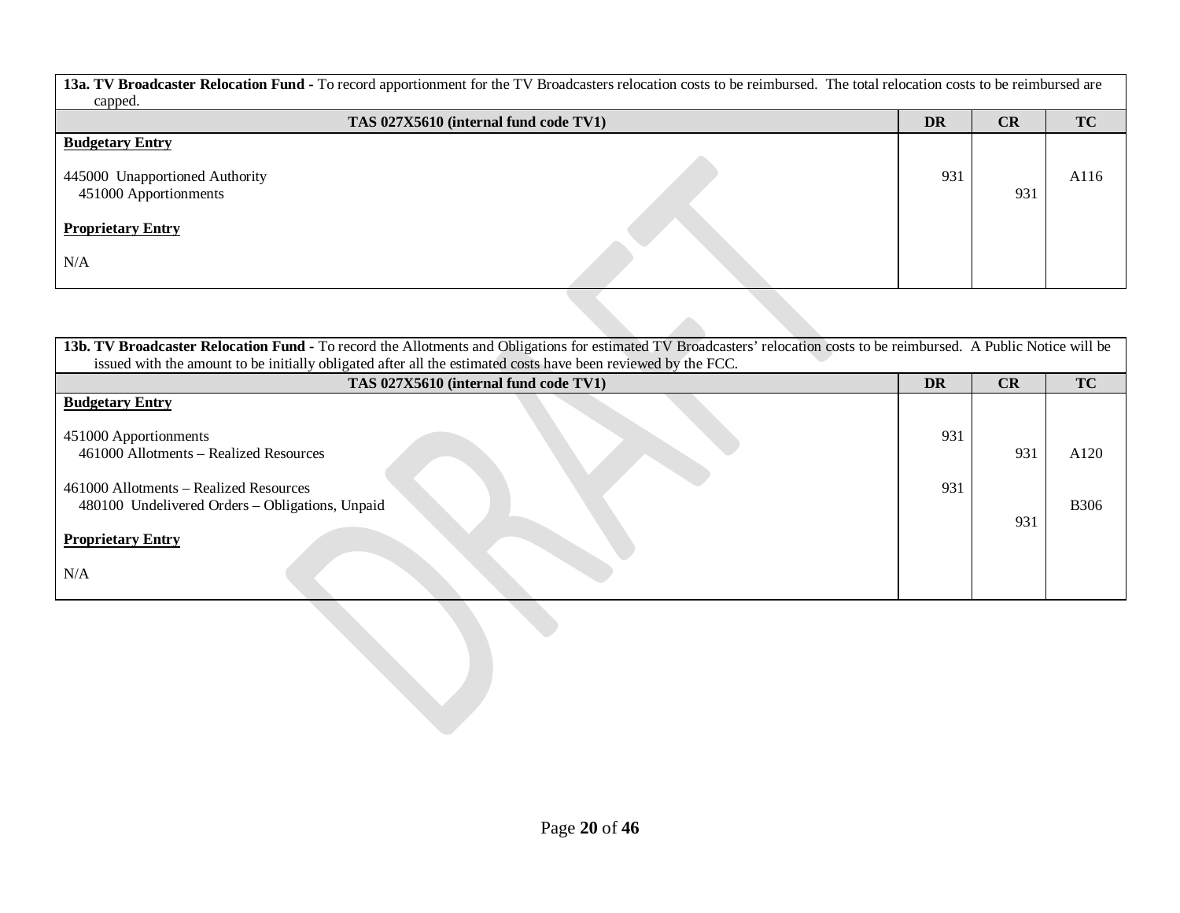| **13a. TV Broadcaster Relocation Fund -** To record apportionment for the TV Broadcasters relocation costs to be reimbursed. The total relocation costs to be reimbursed are capped. | | | |
|---|---|---|---|
| **TAS 027X5610 (internal fund code TV1)** | **DR** | **CR** | **TC** |
| **Budgetary Entry** | | | |
| 445000 Unapportioned Authority | 931 | | A116 |
| 451000 Apportionments | | 931 | |
| **Proprietary Entry** | | | |
| N/A | | | |

| **13b. TV Broadcaster Relocation Fund -** To record the Allotments and Obligations for estimated TV Broadcasters' relocation costs to be reimbursed. A Public Notice will be issued with the amount to be initially obligated after all the estimated costs have been reviewed by the FCC. | | | |
|---|---|---|---|
| **TAS 027X5610 (internal fund code TV1)** | **DR** | **CR** | **TC** |
| **Budgetary Entry** | | | |
| 451000 Apportionments | 931 | | |
| 461000 Allotments – Realized Resources | | 931 | A120 |
| 461000 Allotments – Realized Resources | 931 | | |
| 480100 Undelivered Orders – Obligations, Unpaid | | 931 | B306 |
| **Proprietary Entry** | | | |
| N/A | | | |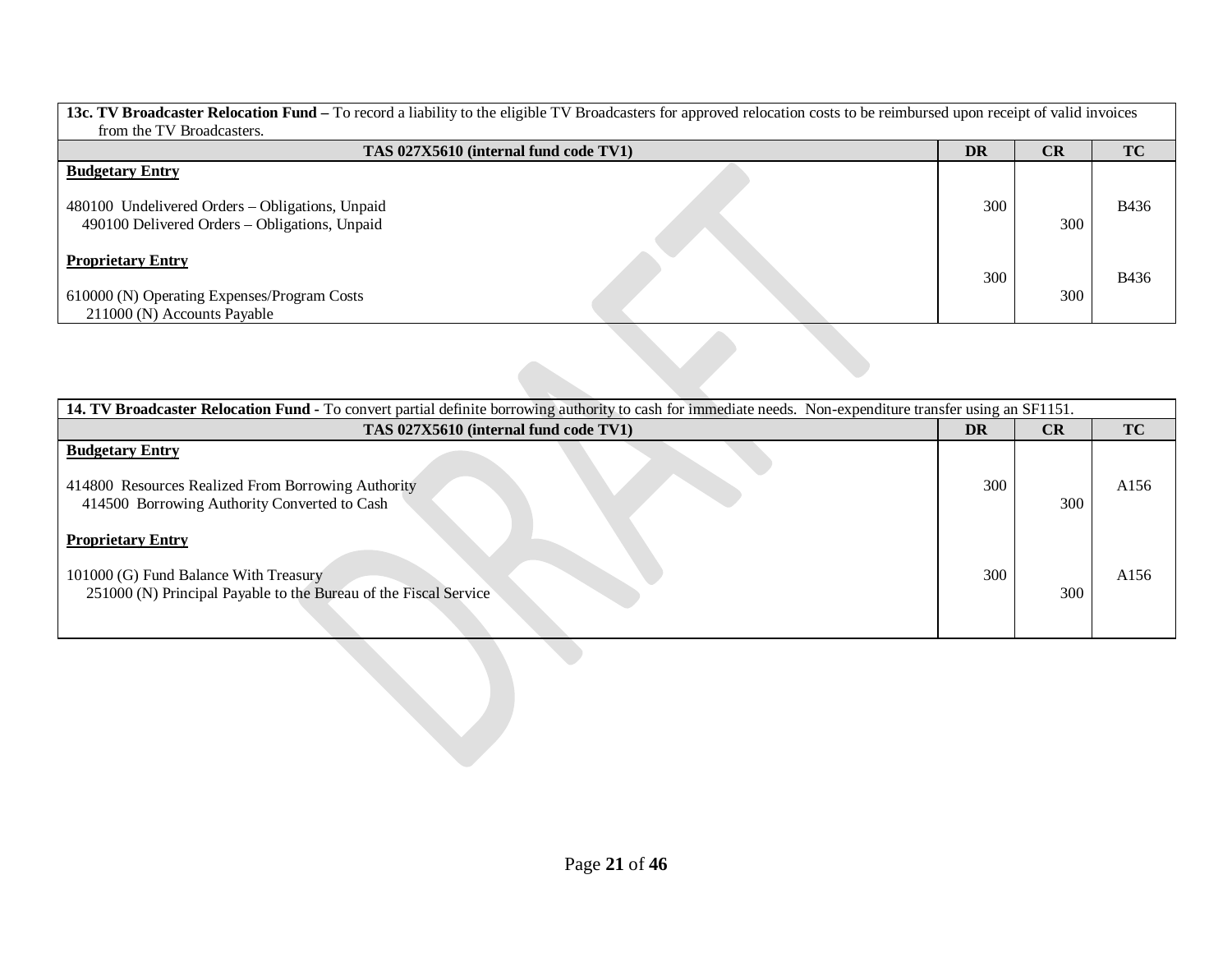| **13c. TV Broadcaster Relocation Fund –** To record a liability to the eligible TV Broadcasters for approved relocation costs to be reimbursed upon receipt of valid invoices from the TV Broadcasters. | | | |
|---|---|---|---|
| **TAS 027X5610 (internal fund code TV1)** | **DR** | **CR** | **TC** |
| **Budgetary Entry** | | | |
| 480100 Undelivered Orders – Obligations, Unpaid | 300 | | B436 |
| 490100 Delivered Orders – Obligations, Unpaid | | 300 | |
| **Proprietary Entry** | | | |
| 610000 (N) Operating Expenses/Program Costs | 300 | | B436 |
| 211000 (N) Accounts Payable | | 300 | |

| **14. TV Broadcaster Relocation Fund -** To convert partial definite borrowing authority to cash for immediate needs. Non-expenditure transfer using an SF1151. | | | |
|---|---|---|---|
| **TAS 027X5610 (internal fund code TV1)** | **DR** | **CR** | **TC** |
| **Budgetary Entry** | | | |
| 414800 Resources Realized From Borrowing Authority | 300 | | A156 |
| 414500 Borrowing Authority Converted to Cash | | 300 | |
| **Proprietary Entry** | | | |
| 101000 (G) Fund Balance With Treasury | 300 | | A156 |
| 251000 (N) Principal Payable to the Bureau of the Fiscal Service | | 300 | |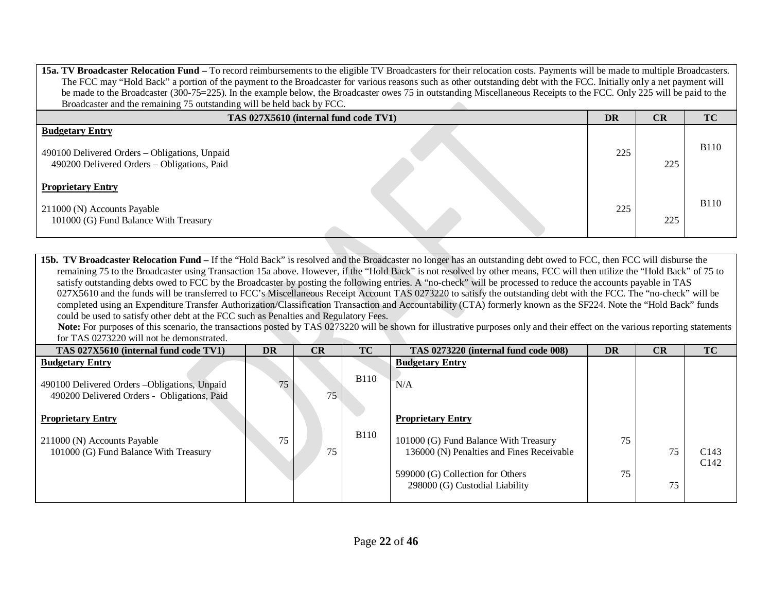**15a. TV Broadcaster Relocation Fund –** To record reimbursements to the eligible TV Broadcasters for their relocation costs. Payments will be made to multiple Broadcasters. The FCC may "Hold Back" a portion of the payment to the Broadcaster for various reasons such as other outstanding debt with the FCC. Initially only a net payment will be made to the Broadcaster (300-75=225). In the example below, the Broadcaster owes 75 in outstanding Miscellaneous Receipts to the FCC. Only 225 will be paid to the Broadcaster and the remaining 75 outstanding will be held back by FCC.

| TAS 027X5610 (internal fund code TV1) | DR | CR | TC |
|---|---|---|---|
| **Budgetary Entry** | | | |
| 490100 Delivered Orders – Obligations, Unpaid | 225 | | B110 |
| 490200 Delivered Orders – Obligations, Paid | | 225 | |
| **Proprietary Entry** | | | |
| 211000 (N) Accounts Payable | 225 | | B110 |
| 101000 (G) Fund Balance With Treasury | | 225 | |

**15b. TV Broadcaster Relocation Fund –** If the "Hold Back" is resolved and the Broadcaster no longer has an outstanding debt owed to FCC, then FCC will disburse the remaining 75 to the Broadcaster using Transaction 15a above. However, if the "Hold Back" is not resolved by other means, FCC will then utilize the "Hold Back" of 75 to satisfy outstanding debts owed to FCC by the Broadcaster by posting the following entries. A "no-check" will be processed to reduce the accounts payable in TAS 027X5610 and the funds will be transferred to FCC's Miscellaneous Receipt Account TAS 0273220 to satisfy the outstanding debt with the FCC. The "no-check" will be completed using an Expenditure Transfer Authorization/Classification Transaction and Accountability (CTA) formerly known as the SF224. Note the "Hold Back" funds could be used to satisfy other debt at the FCC such as Penalties and Regulatory Fees.

**Note:** For purposes of this scenario, the transactions posted by TAS 0273220 will be shown for illustrative purposes only and their effect on the various reporting statements for TAS 0273220 will not be demonstrated.

| TAS 027X5610 (internal fund code TV1) | DR | CR | TC | TAS 0273220 (internal fund code 008) | DR | CR | TC |
|---|---|---|---|---|---|---|---|
| **Budgetary Entry** | | | | **Budgetary Entry** | | | |
| 490100 Delivered Orders –Obligations, Unpaid | 75 | | B110 | N/A | | | |
| 490200 Delivered Orders - Obligations, Paid | | 75 | | | | | |
| **Proprietary Entry** | | | | **Proprietary Entry** | | | |
| 211000 (N) Accounts Payable | 75 | | B110 | 101000 (G) Fund Balance With Treasury | 75 | | |
| 101000 (G) Fund Balance With Treasury | | 75 | | 136000 (N) Penalties and Fines Receivable | | 75 | C143 C142 |
| | | | | 599000 (G) Collection for Others | 75 | | |
| | | | | 298000 (G) Custodial Liability | | 75 | |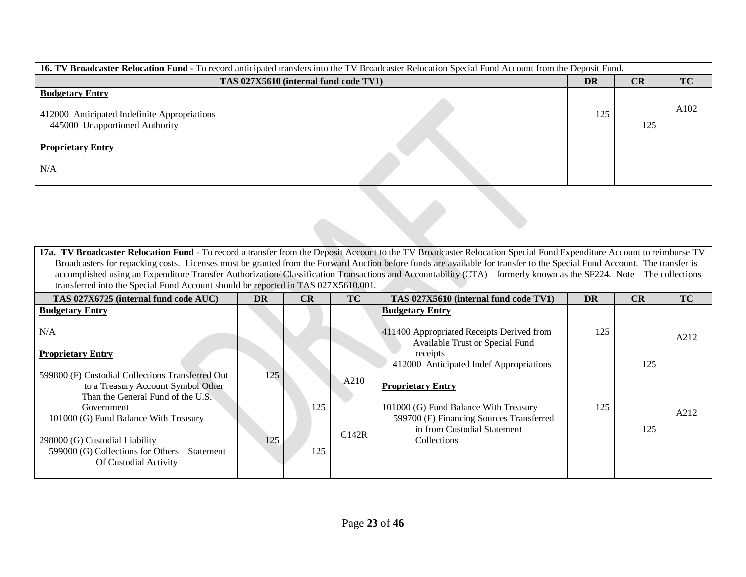| 16. TV Broadcaster Relocation Fund - To record anticipated transfers into the TV Broadcaster Relocation Special Fund Account from the Deposit Fund. | | | |
|---|---|---|---|
| **TAS 027X5610 (internal fund code TV1)** | **DR** | **CR** | **TC** |
| **Budgetary Entry** | | | |
| 412000 Anticipated Indefinite Appropriations | 125 | | A102 |
| 445000 Unapportioned Authority | | 125 | |
| **Proprietary Entry** | | | |
| N/A | | | |

| 17a. TV Broadcaster Relocation Fund - To record a transfer from the Deposit Account to the TV Broadcaster Relocation Special Fund Expenditure Account to reimburse TV Broadcasters for repacking costs. Licenses must be granted from the Forward Auction before funds are available for transfer to the Special Fund Account. The transfer is accomplished using an Expenditure Transfer Authorization/ Classification Transactions and Accountability (CTA) – formerly known as the SF224. Note – The collections transferred into the Special Fund Account should be reported in TAS 027X5610.001. | | | | | | | |
|---|---|---|---|---|---|---|---|
| **TAS 027X6725 (internal fund code AUC)** | **DR** | **CR** | **TC** | **TAS 027X5610 (internal fund code TV1)** | **DR** | **CR** | **TC** |
| **Budgetary Entry** | | | | **Budgetary Entry** | | | |
| N/A | | | | 411400 Appropriated Receipts Derived from Available Trust or Special Fund receipts | 125 | | A212 |
| **Proprietary Entry** | | | | 412000 Anticipated Indef Appropriations | | 125 | |
| 599800 (F) Custodial Collections Transferred Out to a Treasury Account Symbol Other Than the General Fund of the U.S. Government | 125 | | A210 | **Proprietary Entry** | | | |
| 101000 (G) Fund Balance With Treasury | | 125 | | 101000 (G) Fund Balance With Treasury | 125 | | A212 |
| 298000 (G) Custodial Liability | 125 | | C142R | 599700 (F) Financing Sources Transferred in from Custodial Statement Collections | | 125 | |
| 599000 (G) Collections for Others – Statement Of Custodial Activity | | 125 | | | | | |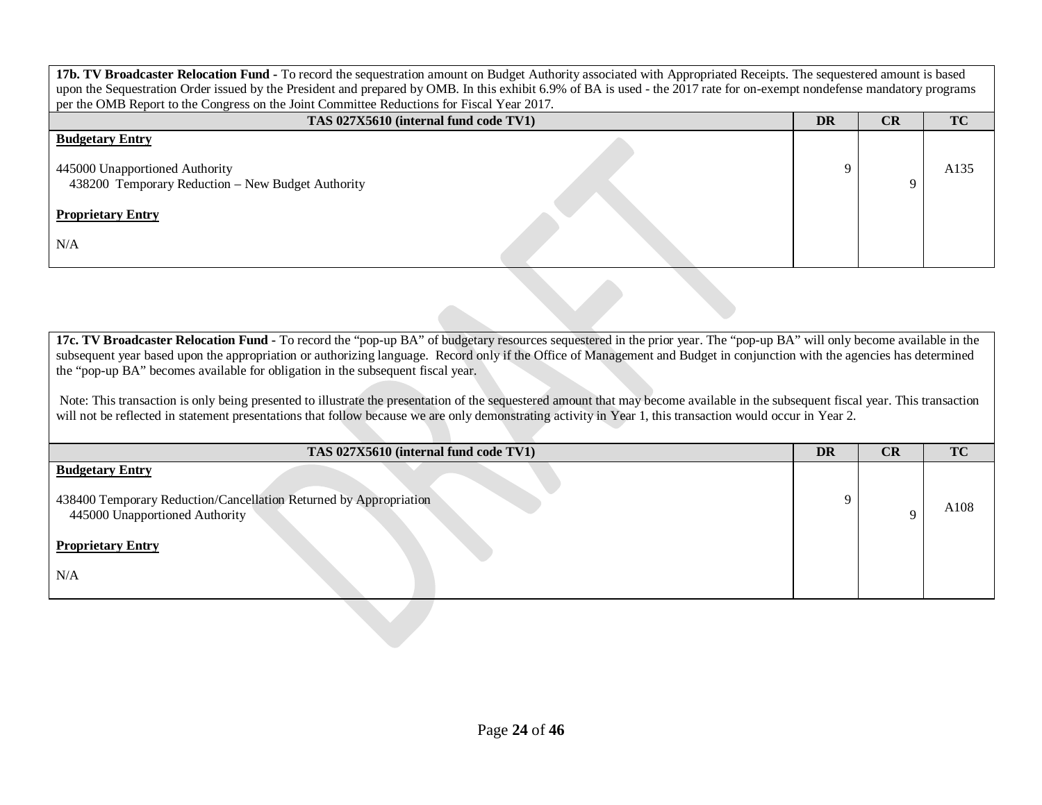**17b. TV Broadcaster Relocation Fund -** To record the sequestration amount on Budget Authority associated with Appropriated Receipts. The sequestered amount is based upon the Sequestration Order issued by the President and prepared by OMB. In this exhibit 6.9% of BA is used - the 2017 rate for on-exempt nondefense mandatory programs per the OMB Report to the Congress on the Joint Committee Reductions for Fiscal Year 2017.

| TAS 027X5610 (internal fund code TV1) | DR | CR | TC |
|---|---|---|---|
| **Budgetary Entry** | | | |
| 445000 Unapportioned Authority | 9 | | A135 |
| 438200 Temporary Reduction – New Budget Authority | | 9 | |
| **Proprietary Entry** | | | |
| N/A | | | |

**17c. TV Broadcaster Relocation Fund -** To record the "pop-up BA" of budgetary resources sequestered in the prior year. The "pop-up BA" will only become available in the subsequent year based upon the appropriation or authorizing language. Record only if the Office of Management and Budget in conjunction with the agencies has determined the "pop-up BA" becomes available for obligation in the subsequent fiscal year.

Note: This transaction is only being presented to illustrate the presentation of the sequestered amount that may become available in the subsequent fiscal year. This transaction will not be reflected in statement presentations that follow because we are only demonstrating activity in Year 1, this transaction would occur in Year 2.

| TAS 027X5610 (internal fund code TV1) | DR | CR | TC |
|---|---|---|---|
| **Budgetary Entry** | | | |
| 438400 Temporary Reduction/Cancellation Returned by Appropriation | 9 | | A108 |
| 445000 Unapportioned Authority | | 9 | |
| **Proprietary Entry** | | | |
| N/A | | | |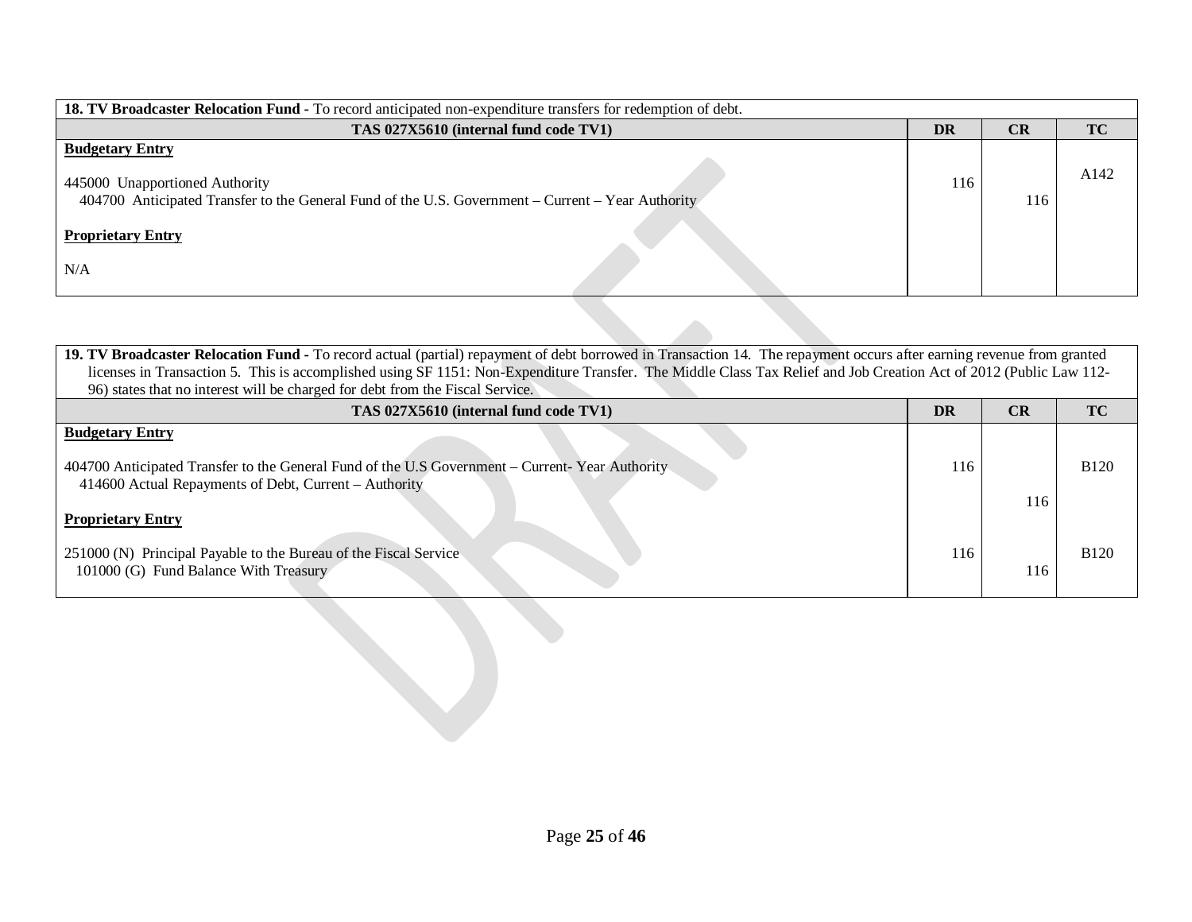| **18. TV Broadcaster Relocation Fund -** To record anticipated non-expenditure transfers for redemption of debt. | | | |
|---|---|---|---|
| **TAS 027X5610 (internal fund code TV1)** | **DR** | **CR** | **TC** |
| **Budgetary Entry** | | | |
| 445000 Unapportioned Authority | 116 | | A142 |
| 404700 Anticipated Transfer to the General Fund of the U.S. Government – Current – Year Authority | | 116 | |
| **Proprietary Entry** | | | |
| N/A | | | |

| **19. TV Broadcaster Relocation Fund -** To record actual (partial) repayment of debt borrowed in Transaction 14. The repayment occurs after earning revenue from granted licenses in Transaction 5. This is accomplished using SF 1151: Non-Expenditure Transfer. The Middle Class Tax Relief and Job Creation Act of 2012 (Public Law 112-96) states that no interest will be charged for debt from the Fiscal Service. | | | |
|---|---|---|---|
| **TAS 027X5610 (internal fund code TV1)** | **DR** | **CR** | **TC** |
| **Budgetary Entry** | | | |
| 404700 Anticipated Transfer to the General Fund of the U.S Government – Current- Year Authority | 116 | | B120 |
| 414600 Actual Repayments of Debt, Current – Authority | | 116 | |
| **Proprietary Entry** | | | |
| 251000 (N) Principal Payable to the Bureau of the Fiscal Service | 116 | | B120 |
| 101000 (G) Fund Balance With Treasury | | 116 | |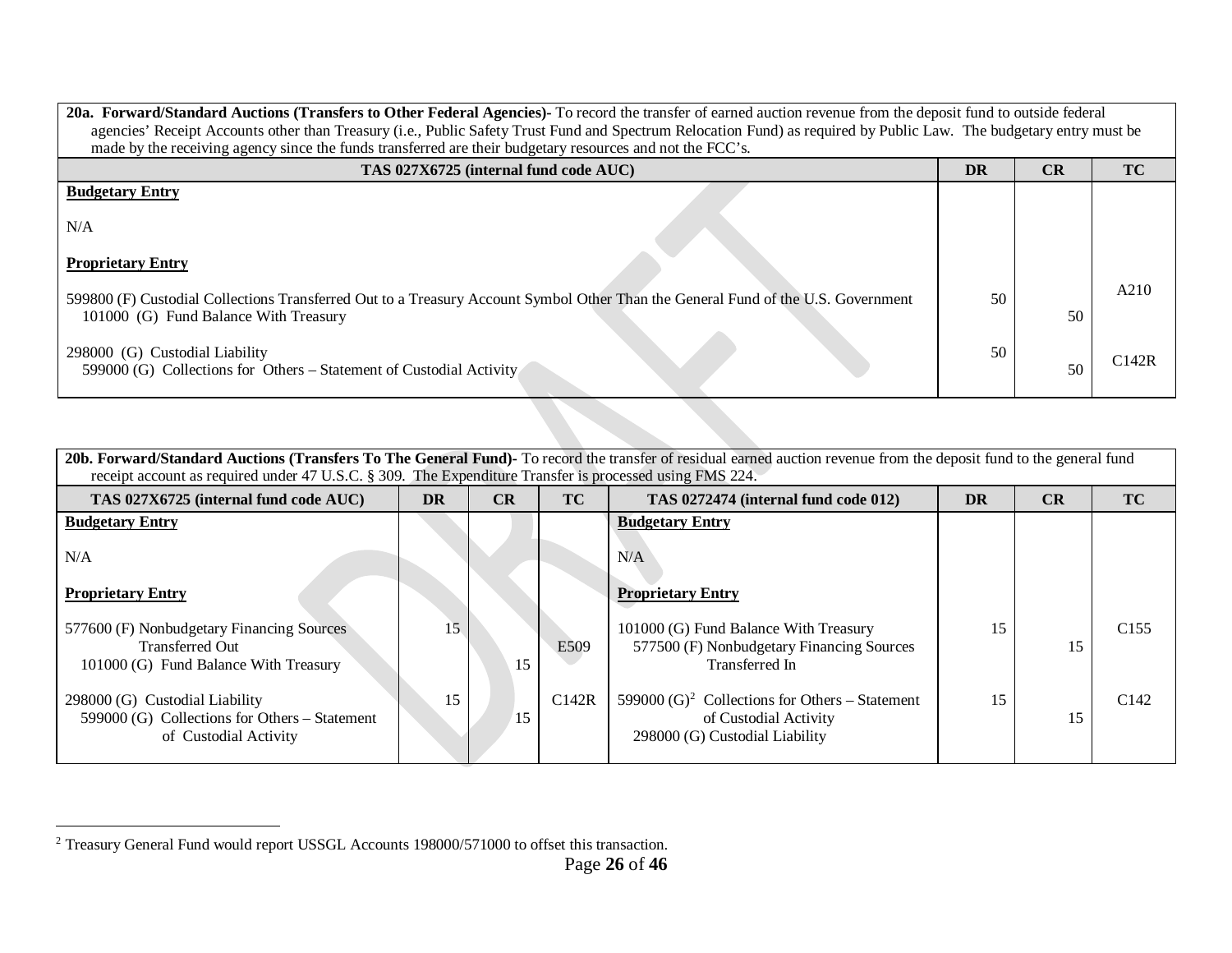| **20a. Forward/Standard Auctions (Transfers to Other Federal Agencies)-** To record the transfer of earned auction revenue from the deposit fund to outside federal agencies' Receipt Accounts other than Treasury (i.e., Public Safety Trust Fund and Spectrum Relocation Fund) as required by Public Law. The budgetary entry must be made by the receiving agency since the funds transferred are their budgetary resources and not the FCC's. | | | |
|---|---|---|---|
| **TAS 027X6725 (internal fund code AUC)** | **DR** | **CR** | **TC** |
| **Budgetary Entry** | | | |
| N/A | | | |
| **Proprietary Entry** | | | |
| 599800 (F) Custodial Collections Transferred Out to a Treasury Account Symbol Other Than the General Fund of the U.S. Government | 50 | | A210 |
| 101000 (G) Fund Balance With Treasury | | 50 | |
| 298000 (G) Custodial Liability | 50 | | C142R |
| 599000 (G) Collections for Others – Statement of Custodial Activity | | 50 | |

| **20b. Forward/Standard Auctions (Transfers To The General Fund)-** To record the transfer of residual earned auction revenue from the deposit fund to the general fund receipt account as required under 47 U.S.C. § 309. The Expenditure Transfer is processed using FMS 224. | | | | | | | |
|---|---|---|---|---|---|---|---|
| **TAS 027X6725 (internal fund code AUC)** | **DR** | **CR** | **TC** | **TAS 0272474 (internal fund code 012)** | **DR** | **CR** | **TC** |
| **Budgetary Entry** | | | | **Budgetary Entry** | | | |
| N/A | | | | N/A | | | |
| **Proprietary Entry** | | | | **Proprietary Entry** | | | |
| 577600 (F) Nonbudgetary Financing Sources Transferred Out | 15 | | E509 | 101000 (G) Fund Balance With Treasury | 15 | | C155 |
| 101000 (G) Fund Balance With Treasury | | 15 | | 577500 (F) Nonbudgetary Financing Sources Transferred In | | 15 | |
| 298000 (G) Custodial Liability | 15 | | C142R | 599000 (G)[2] Collections for Others – Statement of Custodial Activity | 15 | | C142 |
| 599000 (G) Collections for Others – Statement of Custodial Activity | | 15 | | 298000 (G) Custodial Liability | | 15 | |

[2] Treasury General Fund would report USSGL Accounts 198000/571000 to offset this transaction.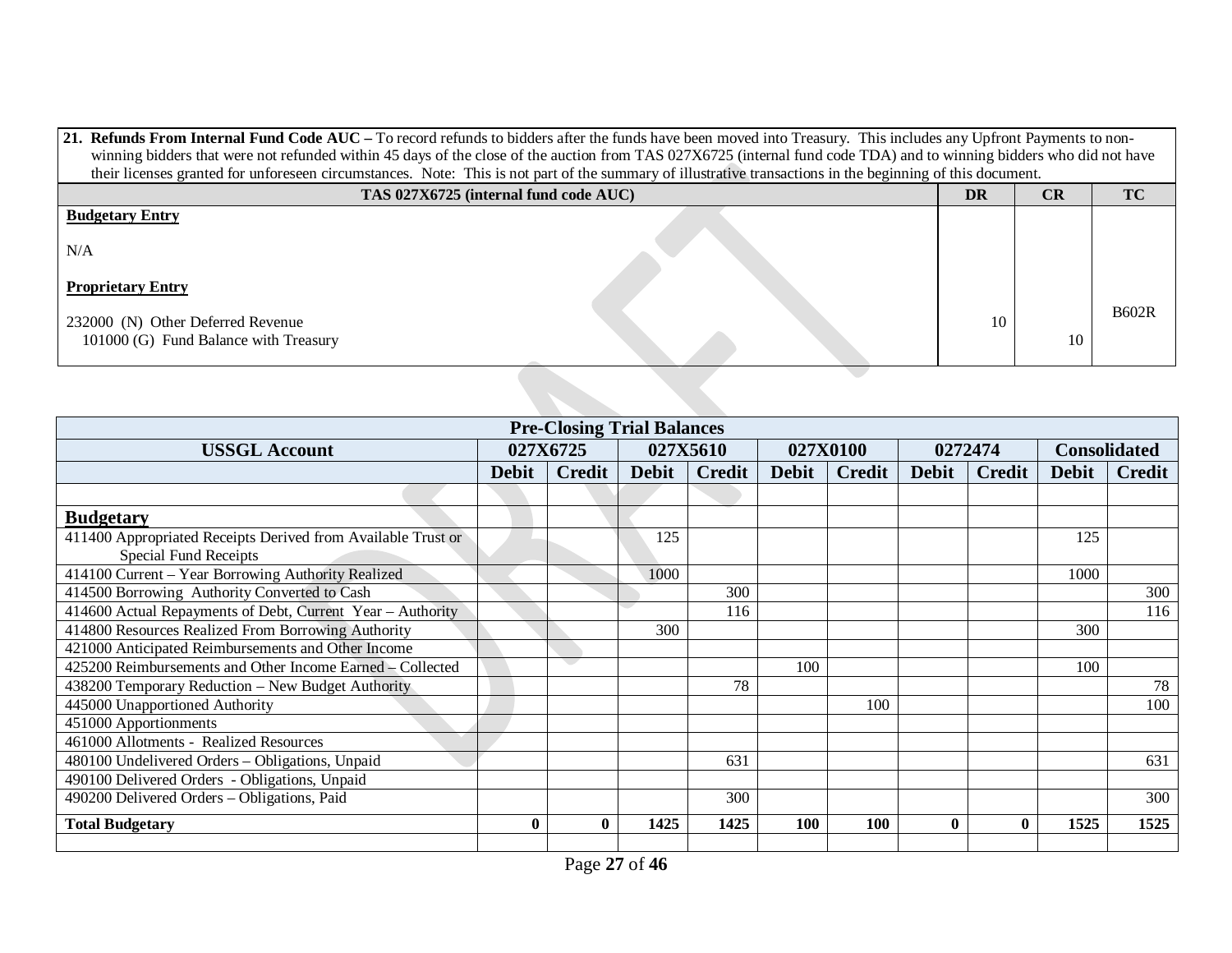| **21. Refunds From Internal Fund Code AUC –** To record refunds to bidders after the funds have been moved into Treasury. This includes any Upfront Payments to non-winning bidders that were not refunded within 45 days of the close of the auction from TAS 027X6725 (internal fund code TDA) and to winning bidders who did not have their licenses granted for unforeseen circumstances. Note: This is not part of the summary of illustrative transactions in the beginning of this document. | | | |
|---|---|---|---|
| **TAS 027X6725 (internal fund code AUC)** | **DR** | **CR** | **TC** |
| **Budgetary Entry**<br><br>N/A<br><br>**Proprietary Entry**<br><br>232000 (N) Other Deferred Revenue<br>101000 (G) Fund Balance with Treasury | <br><br><br><br><br><br>10 | <br><br><br><br><br><br><br>10 | <br><br><br><br><br>B602R |

| **Pre-Closing Trial Balances** | | | | | | | | | | |
|---|---|---|---|---|---|---|---|---|---|---|
| **USSGL Account** | **027X6725** | | **027X5610** | | **027X0100** | | **0272474** | | **Consolidated** | |
| | **Debit** | **Credit** | **Debit** | **Credit** | **Debit** | **Credit** | **Debit** | **Credit** | **Debit** | **Credit** |
| | | | | | | | | | | |
| **Budgetary** | | | | | | | | | | |
| 411400 Appropriated Receipts Derived from Available Trust or Special Fund Receipts | | | 125 | | | | | | 125 | |
| 414100 Current – Year Borrowing Authority Realized | | | 1000 | | | | | | 1000 | |
| 414500 Borrowing Authority Converted to Cash | | | | 300 | | | | | | 300 |
| 414600 Actual Repayments of Debt, Current Year – Authority | | | | 116 | | | | | | 116 |
| 414800 Resources Realized From Borrowing Authority | | | 300 | | | | | | 300 | |
| 421000 Anticipated Reimbursements and Other Income | | | | | | | | | | |
| 425200 Reimbursements and Other Income Earned – Collected | | | | | 100 | | | | 100 | |
| 438200 Temporary Reduction – New Budget Authority | | | | 78 | | | | | | 78 |
| 445000 Unapportioned Authority | | | | | | 100 | | | | 100 |
| 451000 Apportionments | | | | | | | | | | |
| 461000 Allotments - Realized Resources | | | | | | | | | | |
| 480100 Undelivered Orders – Obligations, Unpaid | | | | 631 | | | | | | 631 |
| 490100 Delivered Orders - Obligations, Unpaid | | | | | | | | | | |
| 490200 Delivered Orders – Obligations, Paid | | | | 300 | | | | | | 300 |
| **Total Budgetary** | **0** | **0** | **1425** | **1425** | **100** | **100** | **0** | **0** | **1525** | **1525** |
| | | | | | | | | | | |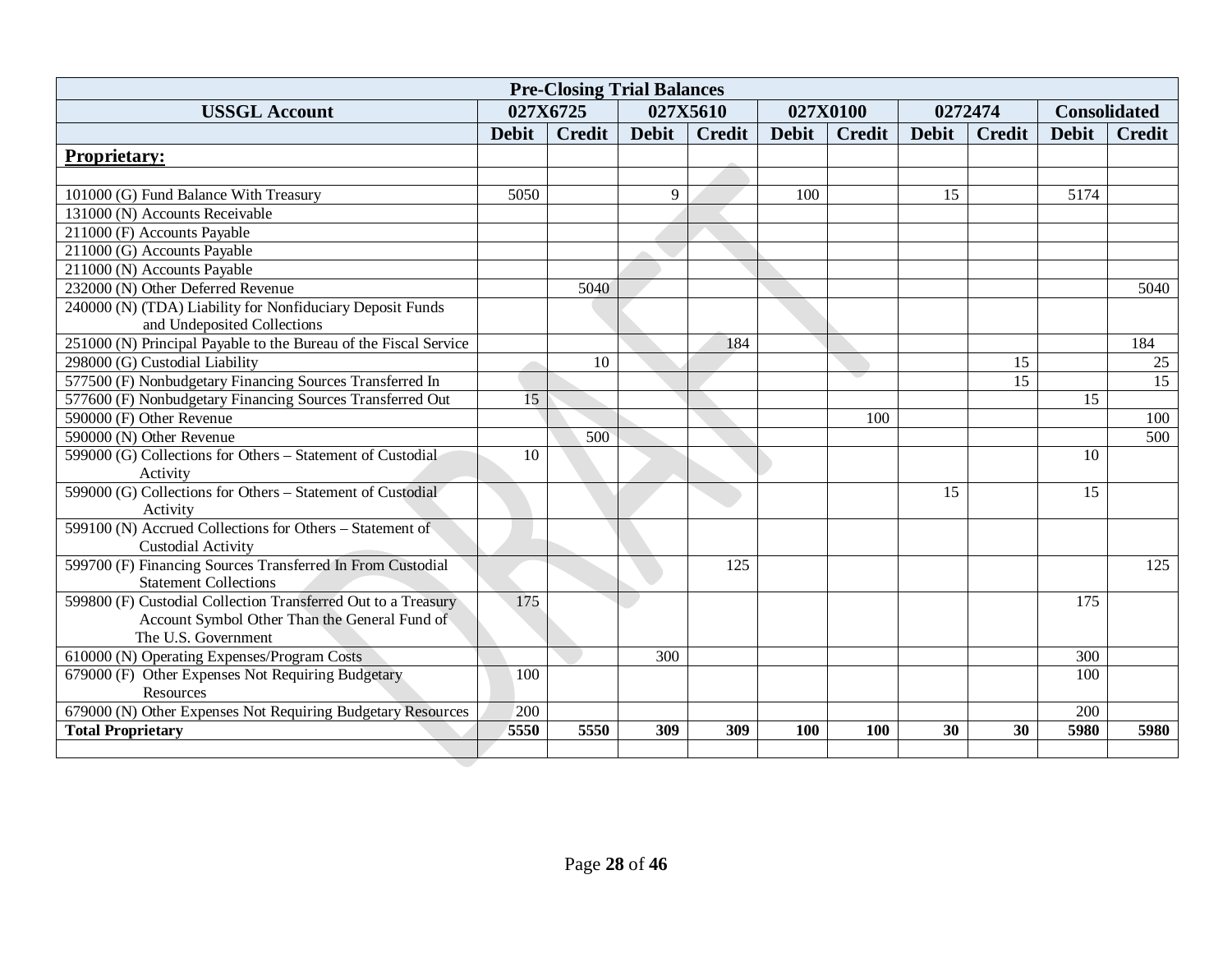| Pre-Closing Trial Balances | | | | | | | | | | |
|---|---|---|---|---|---|---|---|---|---|---|
| USSGL Account | 027X6725 | | 027X5610 | | 027X0100 | | 0272474 | | Consolidated | |
| | Debit | Credit | Debit | Credit | Debit | Credit | Debit | Credit | Debit | Credit |
| **Proprietary:** | | | | | | | | | | |
| | | | | | | | | | | |
| 101000 (G) Fund Balance With Treasury | 5050 | | 9 | | 100 | | 15 | | 5174 | |
| 131000 (N) Accounts Receivable | | | | | | | | | | |
| 211000 (F) Accounts Payable | | | | | | | | | | |
| 211000 (G) Accounts Payable | | | | | | | | | | |
| 211000 (N) Accounts Payable | | | | | | | | | | |
| 232000 (N) Other Deferred Revenue | | 5040 | | | | | | | | 5040 |
| 240000 (N) (TDA) Liability for Nonfiduciary Deposit Funds and Undeposited Collections | | | | | | | | | | |
| 251000 (N) Principal Payable to the Bureau of the Fiscal Service | | | | 184 | | | | | | 184 |
| 298000 (G) Custodial Liability | | 10 | | | | | | 15 | | 25 |
| 577500 (F) Nonbudgetary Financing Sources Transferred In | | | | | | | | 15 | | 15 |
| 577600 (F) Nonbudgetary Financing Sources Transferred Out | 15 | | | | | | | | 15 | |
| 590000 (F) Other Revenue | | | | | | 100 | | | | 100 |
| 590000 (N) Other Revenue | | 500 | | | | | | | | 500 |
| 599000 (G) Collections for Others – Statement of Custodial Activity | 10 | | | | | | | | 10 | |
| 599000 (G) Collections for Others – Statement of Custodial Activity | | | | | | | 15 | | 15 | |
| 599100 (N) Accrued Collections for Others – Statement of Custodial Activity | | | | | | | | | | |
| 599700 (F) Financing Sources Transferred In From Custodial Statement Collections | | | | 125 | | | | | | 125 |
| 599800 (F) Custodial Collection Transferred Out to a Treasury Account Symbol Other Than the General Fund of The U.S. Government | 175 | | | | | | | | 175 | |
| 610000 (N) Operating Expenses/Program Costs | | | 300 | | | | | | 300 | |
| 679000 (F) Other Expenses Not Requiring Budgetary Resources | 100 | | | | | | | | 100 | |
| 679000 (N) Other Expenses Not Requiring Budgetary Resources | 200 | | | | | | | | 200 | |
| **Total Proprietary** | **5550** | **5550** | **309** | **309** | **100** | **100** | **30** | **30** | **5980** | **5980** |
| | | | | | | | | | | |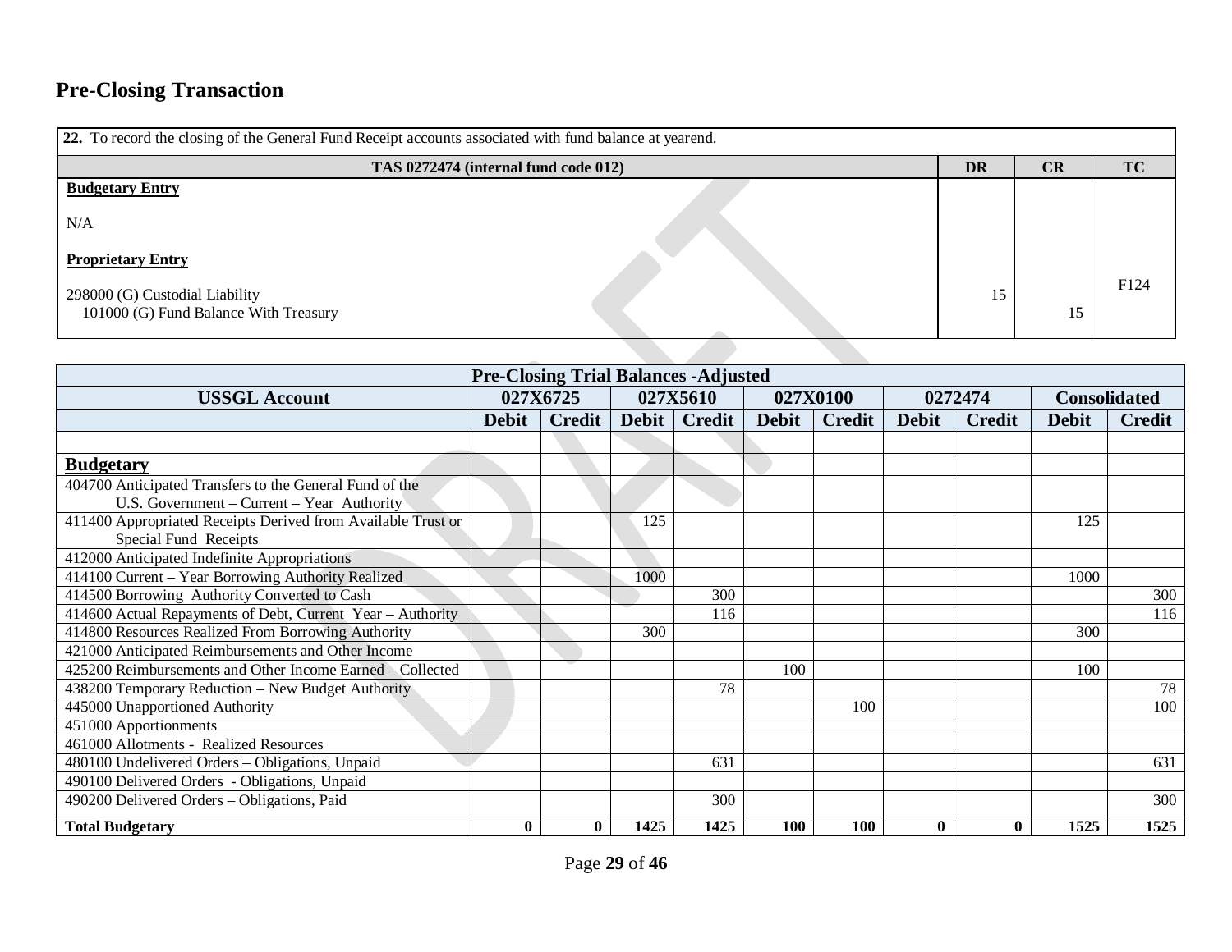## Pre-Closing Transaction

| **22.** To record the closing of the General Fund Receipt accounts associated with fund balance at yearend. | | | |
|---|---|---|---|
| **TAS 0272474 (internal fund code 012)** | **DR** | **CR** | **TC** |
| **Budgetary Entry** | | | |
| N/A | | | |
| **Proprietary Entry** | | | |
| 298000 (G) Custodial Liability | 15 | | F124 |
| 101000 (G) Fund Balance With Treasury | | 15 | |

| Pre-Closing Trial Balances -Adjusted | | | | | | | | | | |
|---|---|---|---|---|---|---|---|---|---|---|
| **USSGL Account** | **027X6725** | | **027X5610** | | **027X0100** | | **0272474** | | **Consolidated** | |
| | **Debit** | **Credit** | **Debit** | **Credit** | **Debit** | **Credit** | **Debit** | **Credit** | **Debit** | **Credit** |
| | | | | | | | | | | |
| **Budgetary** | | | | | | | | | | |
| 404700 Anticipated Transfers to the General Fund of the U.S. Government – Current – Year Authority | | | | | | | | | | |
| 411400 Appropriated Receipts Derived from Available Trust or Special Fund Receipts | | | 125 | | | | | | 125 | |
| 412000 Anticipated Indefinite Appropriations | | | | | | | | | | |
| 414100 Current – Year Borrowing Authority Realized | | | 1000 | | | | | | 1000 | |
| 414500 Borrowing Authority Converted to Cash | | | | 300 | | | | | | 300 |
| 414600 Actual Repayments of Debt, Current Year – Authority | | | | 116 | | | | | | 116 |
| 414800 Resources Realized From Borrowing Authority | | | 300 | | | | | | 300 | |
| 421000 Anticipated Reimbursements and Other Income | | | | | | | | | | |
| 425200 Reimbursements and Other Income Earned – Collected | | | | | 100 | | | | 100 | |
| 438200 Temporary Reduction – New Budget Authority | | | | 78 | | | | | | 78 |
| 445000 Unapportioned Authority | | | | | | 100 | | | | 100 |
| 451000 Apportionments | | | | | | | | | | |
| 461000 Allotments - Realized Resources | | | | | | | | | | |
| 480100 Undelivered Orders – Obligations, Unpaid | | | | 631 | | | | | | 631 |
| 490100 Delivered Orders - Obligations, Unpaid | | | | | | | | | | |
| 490200 Delivered Orders – Obligations, Paid | | | | 300 | | | | | | 300 |
| **Total Budgetary** | **0** | **0** | **1425** | **1425** | **100** | **100** | **0** | **0** | **1525** | **1525** |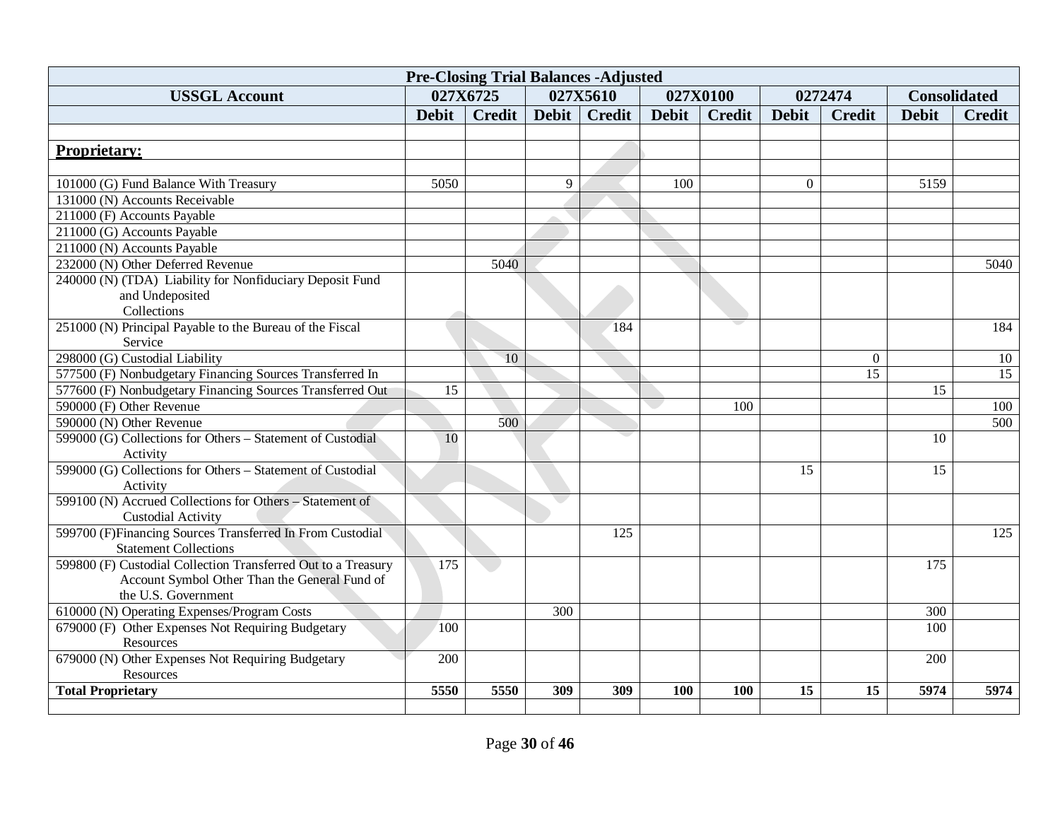| Pre-Closing Trial Balances -Adjusted | | | | | | | | | | |
|---|---|---|---|---|---|---|---|---|---|---|
| **USSGL Account** | **027X6725** | | **027X5610** | | **027X0100** | | **0272474** | | **Consolidated** | |
| | **Debit** | **Credit** | **Debit** | **Credit** | **Debit** | **Credit** | **Debit** | **Credit** | **Debit** | **Credit** |
| | | | | | | | | | | |
| **Proprietary:** | | | | | | | | | | |
| | | | | | | | | | | |
| 101000 (G) Fund Balance With Treasury | 5050 | | 9 | | 100 | | 0 | | 5159 | |
| 131000 (N) Accounts Receivable | | | | | | | | | | |
| 211000 (F) Accounts Payable | | | | | | | | | | |
| 211000 (G) Accounts Payable | | | | | | | | | | |
| 211000 (N) Accounts Payable | | | | | | | | | | |
| 232000 (N) Other Deferred Revenue | | 5040 | | | | | | | | 5040 |
| 240000 (N) (TDA) Liability for Nonfiduciary Deposit Fund and Undeposited Collections | | | | | | | | | | |
| 251000 (N) Principal Payable to the Bureau of the Fiscal Service | | | | 184 | | | | | | 184 |
| 298000 (G) Custodial Liability | | 10 | | | | | | 0 | | 10 |
| 577500 (F) Nonbudgetary Financing Sources Transferred In | | | | | | | | 15 | | 15 |
| 577600 (F) Nonbudgetary Financing Sources Transferred Out | 15 | | | | | | | | 15 | |
| 590000 (F) Other Revenue | | | | | | 100 | | | | 100 |
| 590000 (N) Other Revenue | | 500 | | | | | | | | 500 |
| 599000 (G) Collections for Others – Statement of Custodial Activity | 10 | | | | | | | | 10 | |
| 599000 (G) Collections for Others – Statement of Custodial Activity | | | | | | | 15 | | 15 | |
| 599100 (N) Accrued Collections for Others – Statement of Custodial Activity | | | | | | | | | | |
| 599700 (F)Financing Sources Transferred In From Custodial Statement Collections | | | | 125 | | | | | | 125 |
| 599800 (F) Custodial Collection Transferred Out to a Treasury Account Symbol Other Than the General Fund of the U.S. Government | 175 | | | | | | | | 175 | |
| 610000 (N) Operating Expenses/Program Costs | | | 300 | | | | | | 300 | |
| 679000 (F) Other Expenses Not Requiring Budgetary Resources | 100 | | | | | | | | 100 | |
| 679000 (N) Other Expenses Not Requiring Budgetary Resources | 200 | | | | | | | | 200 | |
| **Total Proprietary** | **5550** | **5550** | **309** | **309** | **100** | **100** | **15** | **15** | **5974** | **5974** |
| | | | | | | | | | | |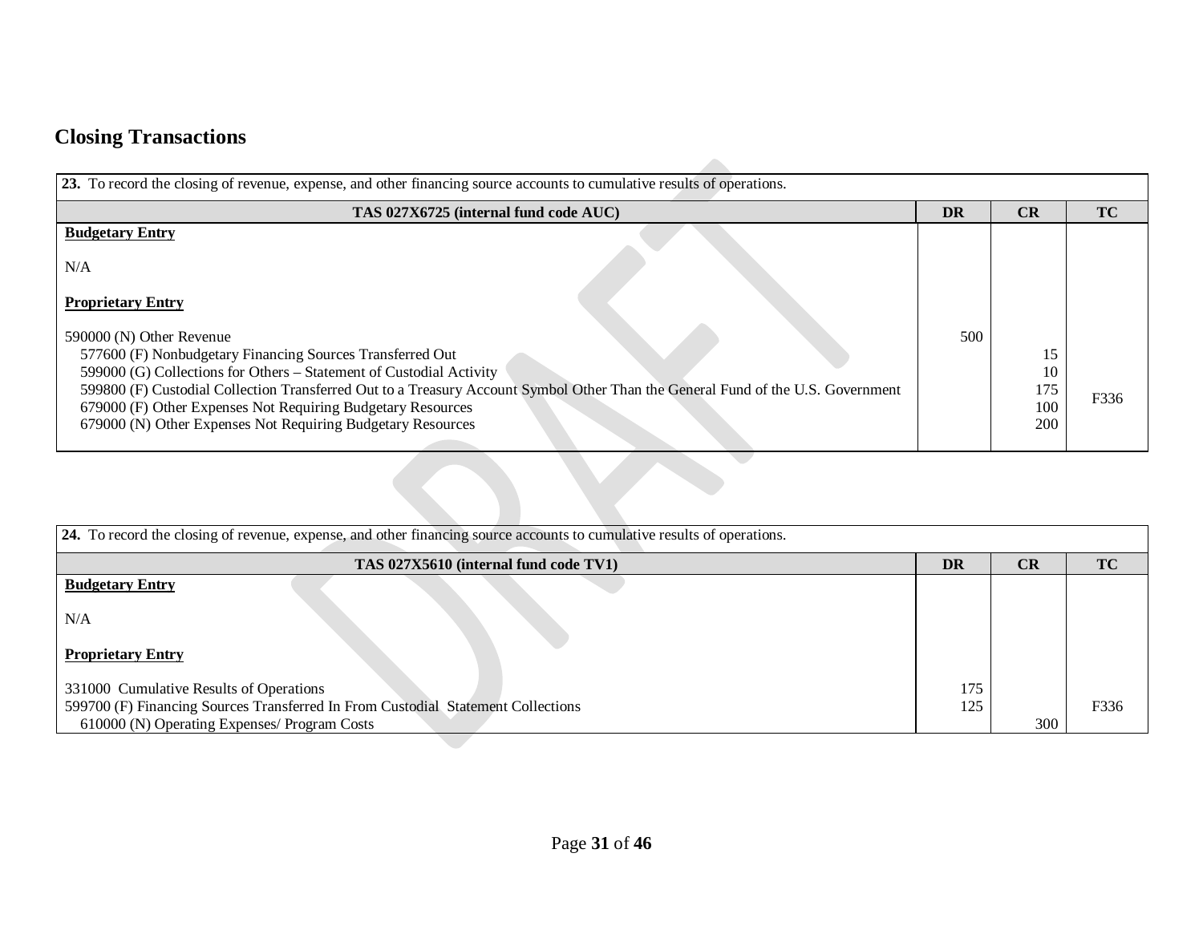## Closing Transactions

| 23. To record the closing of revenue, expense, and other financing source accounts to cumulative results of operations. | | | |
|---|---|---|---|
| **TAS 027X6725 (internal fund code AUC)** | **DR** | **CR** | **TC** |
| **Budgetary Entry** | | | |
| N/A | | | |
| **Proprietary Entry** | | | |
| 590000 (N) Other Revenue | 500 | | |
| 577600 (F) Nonbudgetary Financing Sources Transferred Out | | 15 | |
| 599000 (G) Collections for Others – Statement of Custodial Activity | | 10 | |
| 599800 (F) Custodial Collection Transferred Out to a Treasury Account Symbol Other Than the General Fund of the U.S. Government | | 175 | F336 |
| 679000 (F) Other Expenses Not Requiring Budgetary Resources | | 100 | |
| 679000 (N) Other Expenses Not Requiring Budgetary Resources | | 200 | |

| 24. To record the closing of revenue, expense, and other financing source accounts to cumulative results of operations. | | | |
|---|---|---|---|
| **TAS 027X5610 (internal fund code TV1)** | **DR** | **CR** | **TC** |
| **Budgetary Entry** | | | |
| N/A | | | |
| **Proprietary Entry** | | | |
| 331000 Cumulative Results of Operations | 175 | | |
| 599700 (F) Financing Sources Transferred In From Custodial Statement Collections | 125 | | F336 |
| 610000 (N) Operating Expenses/ Program Costs | | 300 | |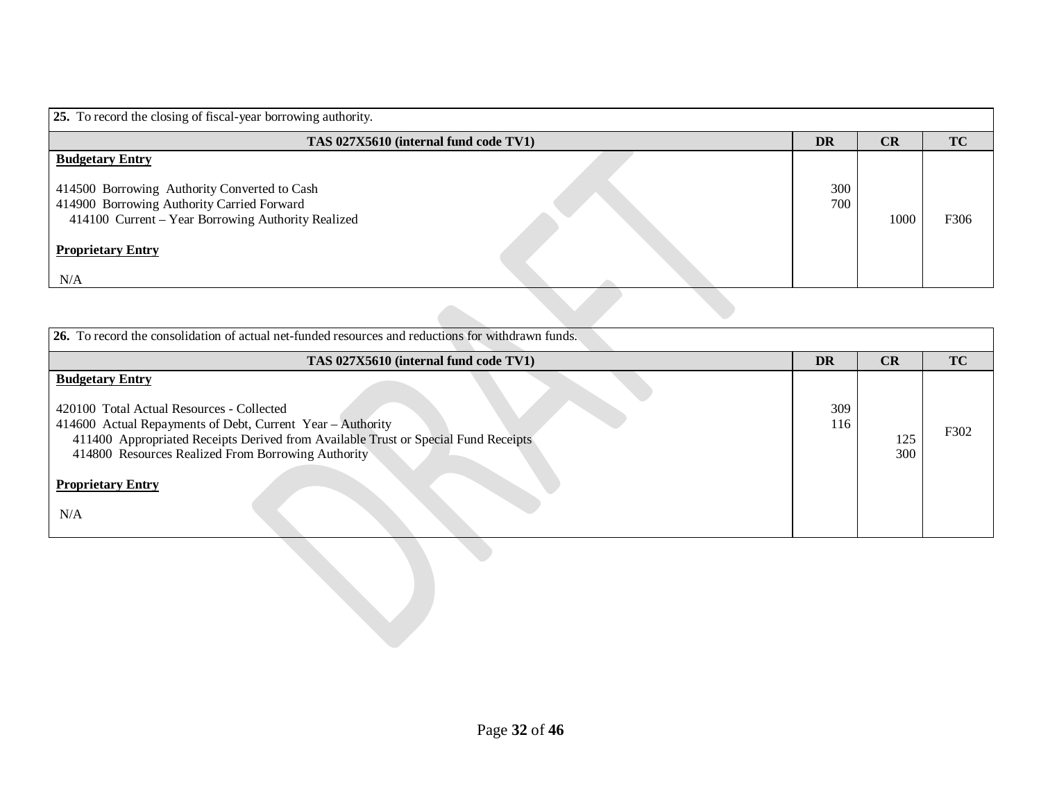| 25. To record the closing of fiscal-year borrowing authority. | | | |
|---|---|---|---|
| **TAS 027X5610 (internal fund code TV1)** | **DR** | **CR** | **TC** |
| **Budgetary Entry** | | | |
| 414500 Borrowing Authority Converted to Cash | 300 | | |
| 414900 Borrowing Authority Carried Forward | 700 | | |
| 414100 Current – Year Borrowing Authority Realized | | 1000 | F306 |
| **Proprietary Entry** | | | |
| N/A | | | |

| 26. To record the consolidation of actual net-funded resources and reductions for withdrawn funds. | | | |
|---|---|---|---|
| **TAS 027X5610 (internal fund code TV1)** | **DR** | **CR** | **TC** |
| **Budgetary Entry** | | | |
| 420100 Total Actual Resources - Collected | 309 | | |
| 414600 Actual Repayments of Debt, Current Year – Authority | 116 | | F302 |
| 411400 Appropriated Receipts Derived from Available Trust or Special Fund Receipts | | 125 | |
| 414800 Resources Realized From Borrowing Authority | | 300 | |
| **Proprietary Entry** | | | |
| N/A | | | |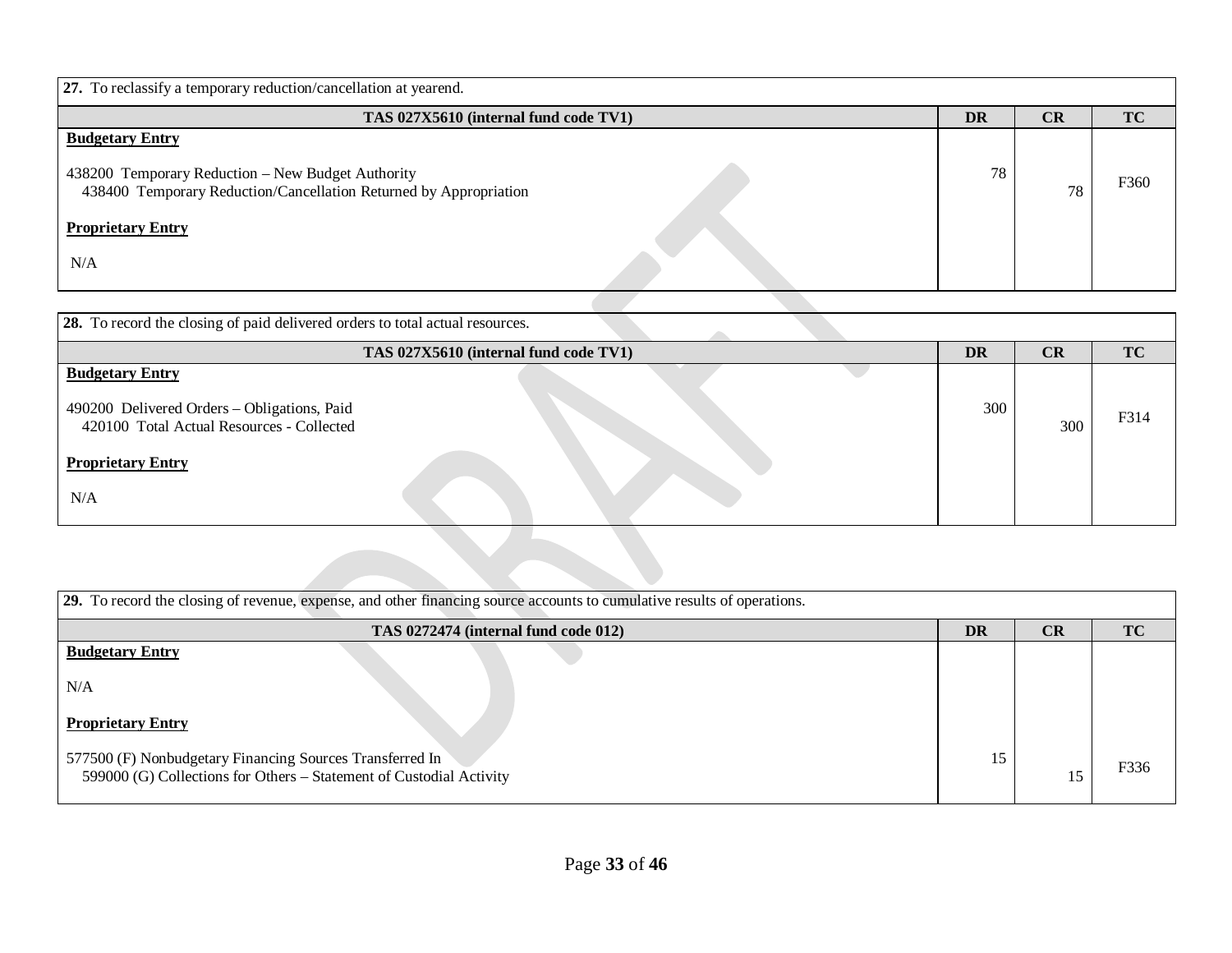| 27. To reclassify a temporary reduction/cancellation at yearend. | | | |
|---|---|---|---|
| **TAS 027X5610 (internal fund code TV1)** | **DR** | **CR** | **TC** |
| **Budgetary Entry** | | | |
| 438200 Temporary Reduction – New Budget Authority | 78 | | F360 |
| 438400 Temporary Reduction/Cancellation Returned by Appropriation | | 78 | |
| **Proprietary Entry** | | | |
| N/A | | | |

| 28. To record the closing of paid delivered orders to total actual resources. | | | |
|---|---|---|---|
| **TAS 027X5610 (internal fund code TV1)** | **DR** | **CR** | **TC** |
| **Budgetary Entry** | | | |
| 490200 Delivered Orders – Obligations, Paid | 300 | | F314 |
| 420100 Total Actual Resources - Collected | | 300 | |
| **Proprietary Entry** | | | |
| N/A | | | |

| 29. To record the closing of revenue, expense, and other financing source accounts to cumulative results of operations. | | | |
|---|---|---|---|
| **TAS 0272474 (internal fund code 012)** | **DR** | **CR** | **TC** |
| **Budgetary Entry** | | | |
| N/A | | | |
| **Proprietary Entry** | | | |
| 577500 (F) Nonbudgetary Financing Sources Transferred In | 15 | | F336 |
| 599000 (G) Collections for Others – Statement of Custodial Activity | | 15 | |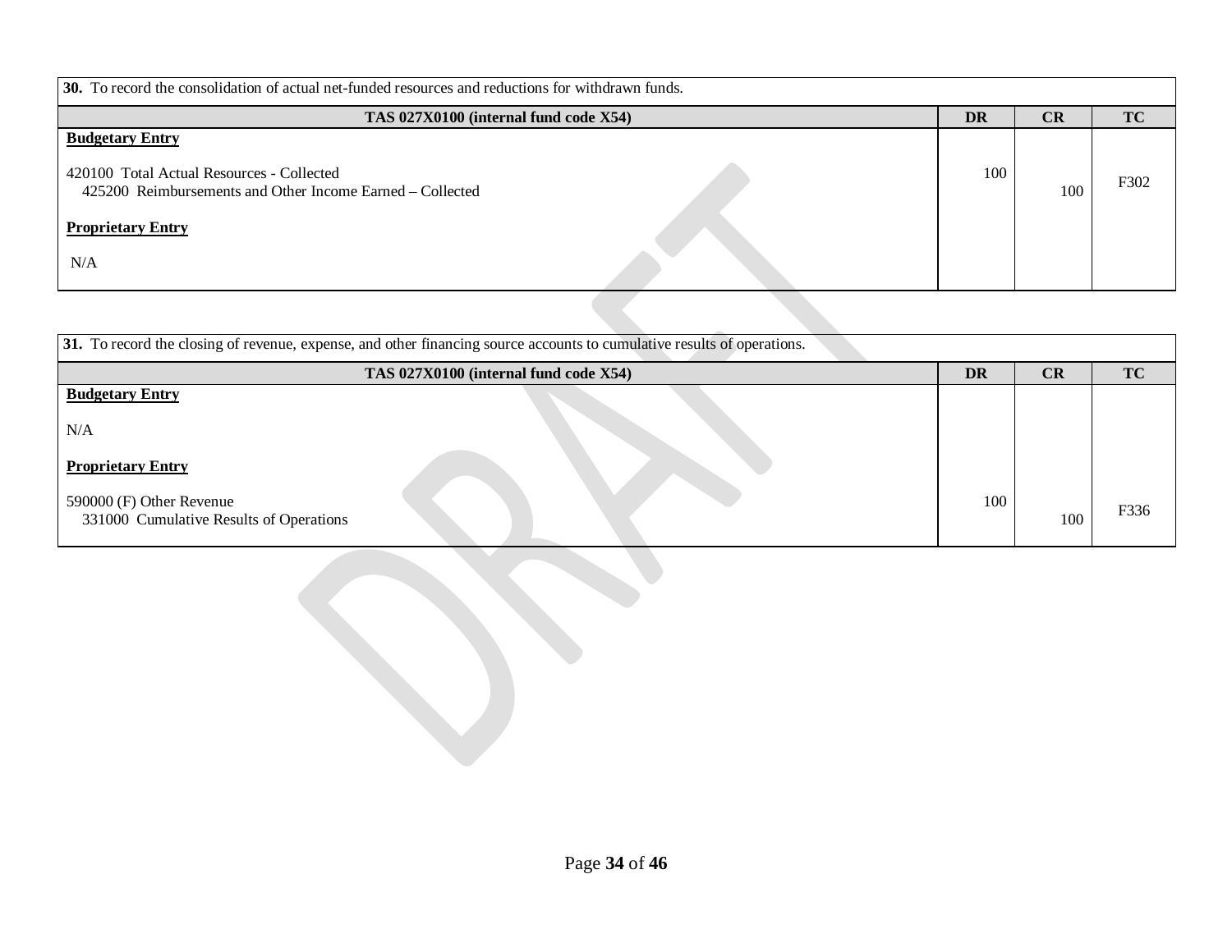| **30.** To record the consolidation of actual net-funded resources and reductions for withdrawn funds. | | | |
|---|---|---|---|
| **TAS 027X0100 (internal fund code X54)** | **DR** | **CR** | **TC** |
| **Budgetary Entry** | | | |
| 420100 Total Actual Resources - Collected | 100 | | F302 |
| 425200 Reimbursements and Other Income Earned – Collected | | 100 | |
| **Proprietary Entry** | | | |
| N/A | | | |

| **31.** To record the closing of revenue, expense, and other financing source accounts to cumulative results of operations. | | | |
|---|---|---|---|
| **TAS 027X0100 (internal fund code X54)** | **DR** | **CR** | **TC** |
| **Budgetary Entry** | | | |
| N/A | | | |
| **Proprietary Entry** | | | |
| 590000 (F) Other Revenue | 100 | | F336 |
| 331000 Cumulative Results of Operations | | 100 | |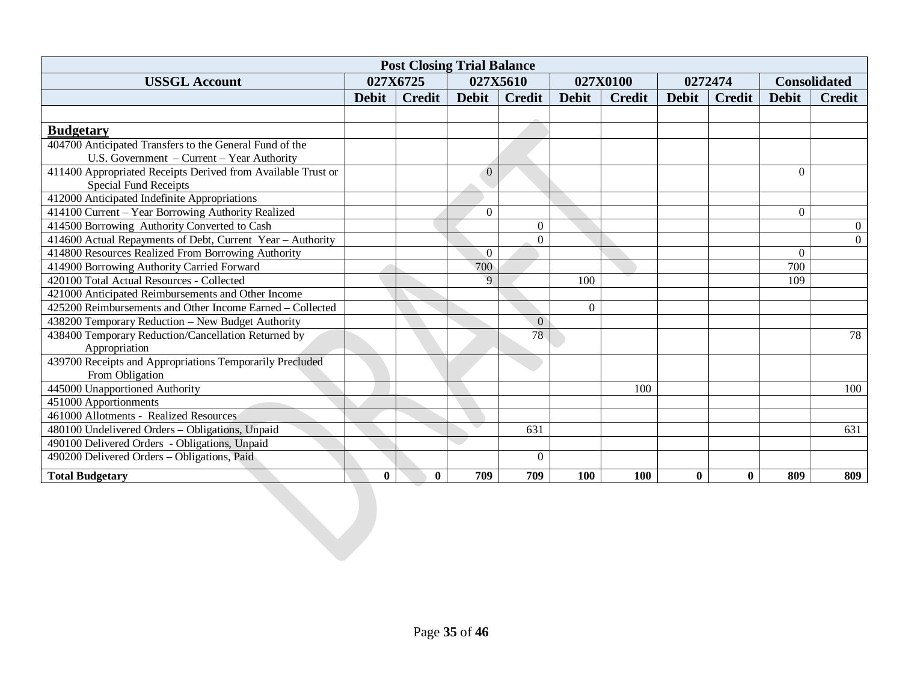| Post Closing Trial Balance | | | | | | | | | | |
|---|---|---|---|---|---|---|---|---|---|---|
| **USSGL Account** | **027X6725** | | **027X5610** | | **027X0100** | | **0272474** | | **Consolidated** | |
| | **Debit** | **Credit** | **Debit** | **Credit** | **Debit** | **Credit** | **Debit** | **Credit** | **Debit** | **Credit** |
| | | | | | | | | | | |
| **Budgetary** | | | | | | | | | | |
| 404700 Anticipated Transfers to the General Fund of the U.S. Government – Current – Year Authority | | | | | | | | | | |
| 411400 Appropriated Receipts Derived from Available Trust or Special Fund Receipts | | | 0 | | | | | | 0 | |
| 412000 Anticipated Indefinite Appropriations | | | | | | | | | | |
| 414100 Current – Year Borrowing Authority Realized | | | 0 | | | | | | 0 | |
| 414500 Borrowing Authority Converted to Cash | | | | 0 | | | | | | 0 |
| 414600 Actual Repayments of Debt, Current Year – Authority | | | | 0 | | | | | | 0 |
| 414800 Resources Realized From Borrowing Authority | | | 0 | | | | | | 0 | |
| 414900 Borrowing Authority Carried Forward | | | 700 | | | | | | 700 | |
| 420100 Total Actual Resources - Collected | | | 9 | | 100 | | | | 109 | |
| 421000 Anticipated Reimbursements and Other Income | | | | | | | | | | |
| 425200 Reimbursements and Other Income Earned – Collected | | | | | 0 | | | | | |
| 438200 Temporary Reduction – New Budget Authority | | | | 0 | | | | | | |
| 438400 Temporary Reduction/Cancellation Returned by Appropriation | | | | 78 | | | | | | 78 |
| 439700 Receipts and Appropriations Temporarily Precluded From Obligation | | | | | | | | | | |
| 445000 Unapportioned Authority | | | | | | 100 | | | | 100 |
| 451000 Apportionments | | | | | | | | | | |
| 461000 Allotments - Realized Resources | | | | | | | | | | |
| 480100 Undelivered Orders – Obligations, Unpaid | | | | 631 | | | | | | 631 |
| 490100 Delivered Orders - Obligations, Unpaid | | | | | | | | | | |
| 490200 Delivered Orders – Obligations, Paid | | | | 0 | | | | | | |
| **Total Budgetary** | **0** | **0** | **709** | **709** | **100** | **100** | **0** | **0** | **809** | **809** |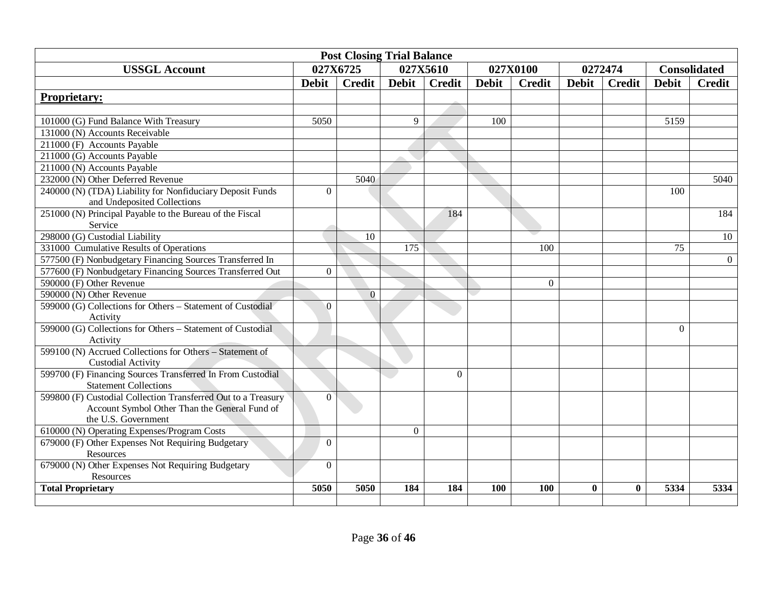| Post Closing Trial Balance | | | | | | | | | | |
|---|---|---|---|---|---|---|---|---|---|---|
| **USSGL Account** | **027X6725** | | **027X5610** | | **027X0100** | | **0272474** | | **Consolidated** | |
| | **Debit** | **Credit** | **Debit** | **Credit** | **Debit** | **Credit** | **Debit** | **Credit** | **Debit** | **Credit** |
| **Proprietary:** | | | | | | | | | | |
| | | | | | | | | | | |
| 101000 (G) Fund Balance With Treasury | 5050 | | 9 | | 100 | | | | 5159 | |
| 131000 (N) Accounts Receivable | | | | | | | | | | |
| 211000 (F) Accounts Payable | | | | | | | | | | |
| 211000 (G) Accounts Payable | | | | | | | | | | |
| 211000 (N) Accounts Payable | | | | | | | | | | |
| 232000 (N) Other Deferred Revenue | | 5040 | | | | | | | | 5040 |
| 240000 (N) (TDA) Liability for Nonfiduciary Deposit Funds and Undeposited Collections | 0 | | | | | | | | 100 | |
| 251000 (N) Principal Payable to the Bureau of the Fiscal Service | | | | 184 | | | | | | 184 |
| 298000 (G) Custodial Liability | | 10 | | | | | | | | 10 |
| 331000 Cumulative Results of Operations | | | 175 | | | 100 | | | 75 | |
| 577500 (F) Nonbudgetary Financing Sources Transferred In | | | | | | | | | | 0 |
| 577600 (F) Nonbudgetary Financing Sources Transferred Out | 0 | | | | | | | | | |
| 590000 (F) Other Revenue | | | | | | 0 | | | | |
| 590000 (N) Other Revenue | | 0 | | | | | | | | |
| 599000 (G) Collections for Others – Statement of Custodial Activity | 0 | | | | | | | | | |
| 599000 (G) Collections for Others – Statement of Custodial Activity | | | | | | | | | 0 | |
| 599100 (N) Accrued Collections for Others – Statement of Custodial Activity | | | | | | | | | | |
| 599700 (F) Financing Sources Transferred In From Custodial Statement Collections | | | | 0 | | | | | | |
| 599800 (F) Custodial Collection Transferred Out to a Treasury Account Symbol Other Than the General Fund of the U.S. Government | 0 | | | | | | | | | |
| 610000 (N) Operating Expenses/Program Costs | | | 0 | | | | | | | |
| 679000 (F) Other Expenses Not Requiring Budgetary Resources | 0 | | | | | | | | | |
| 679000 (N) Other Expenses Not Requiring Budgetary Resources | 0 | | | | | | | | | |
| **Total Proprietary** | **5050** | **5050** | **184** | **184** | **100** | **100** | **0** | **0** | **5334** | **5334** |
| | | | | | | | | | | |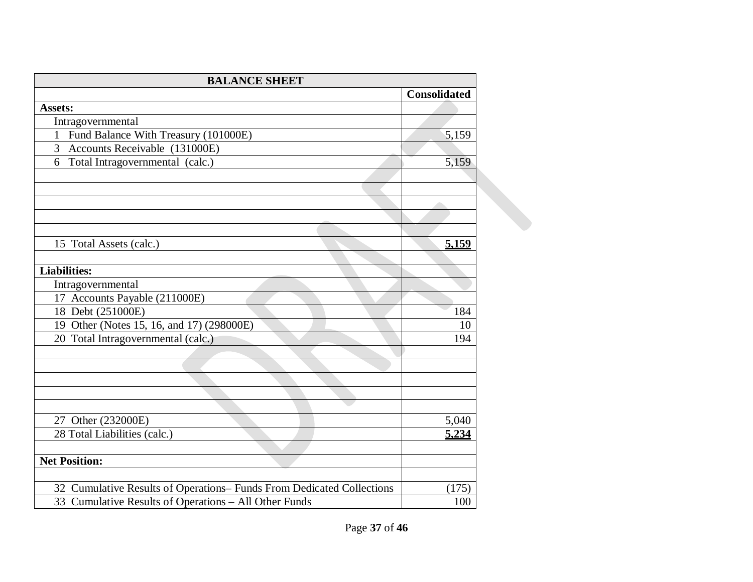| BALANCE SHEET | |
|---|---|
| | **Consolidated** |
| **Assets:** | |
| Intragovernmental | |
| 1 Fund Balance With Treasury (101000E) | 5,159 |
| 3 Accounts Receivable (131000E) | |
| 6 Total Intragovernmental (calc.) | 5,159 |
| | |
| | |
| | |
| | |
| | |
| 15 Total Assets (calc.) | **5,159** |
| | |
| **Liabilities:** | |
| Intragovernmental | |
| 17 Accounts Payable (211000E) | |
| 18 Debt (251000E) | 184 |
| 19 Other (Notes 15, 16, and 17) (298000E) | 10 |
| 20 Total Intragovernmental (calc.) | 194 |
| | |
| | |
| | |
| | |
| | |
| 27 Other (232000E) | 5,040 |
| 28 Total Liabilities (calc.) | **5,234** |
| | |
| **Net Position:** | |
| | |
| 32 Cumulative Results of Operations– Funds From Dedicated Collections | (175) |
| 33 Cumulative Results of Operations – All Other Funds | 100 |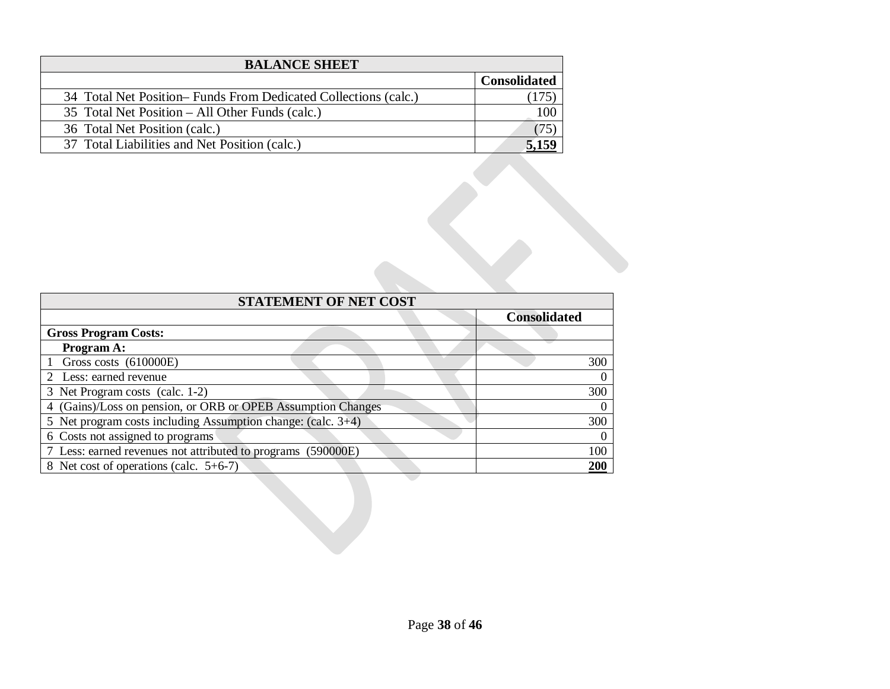| BALANCE SHEET | |
|---|---|
| | **Consolidated** |
| 34 Total Net Position– Funds From Dedicated Collections (calc.) | (175) |
| 35 Total Net Position – All Other Funds (calc.) | 100 |
| 36 Total Net Position (calc.) | (75) |
| 37 Total Liabilities and Net Position (calc.) | **5,159** |

| STATEMENT OF NET COST | |
|---|---|
| | **Consolidated** |
| **Gross Program Costs:** | |
| **Program A:** | |
| 1 Gross costs (610000E) | 300 |
| 2 Less: earned revenue | 0 |
| 3 Net Program costs (calc. 1-2) | 300 |
| 4 (Gains)/Loss on pension, or ORB or OPEB Assumption Changes | 0 |
| 5 Net program costs including Assumption change: (calc. 3+4) | 300 |
| 6 Costs not assigned to programs | 0 |
| 7 Less: earned revenues not attributed to programs (590000E) | 100 |
| 8 Net cost of operations (calc. 5+6-7) | **200** |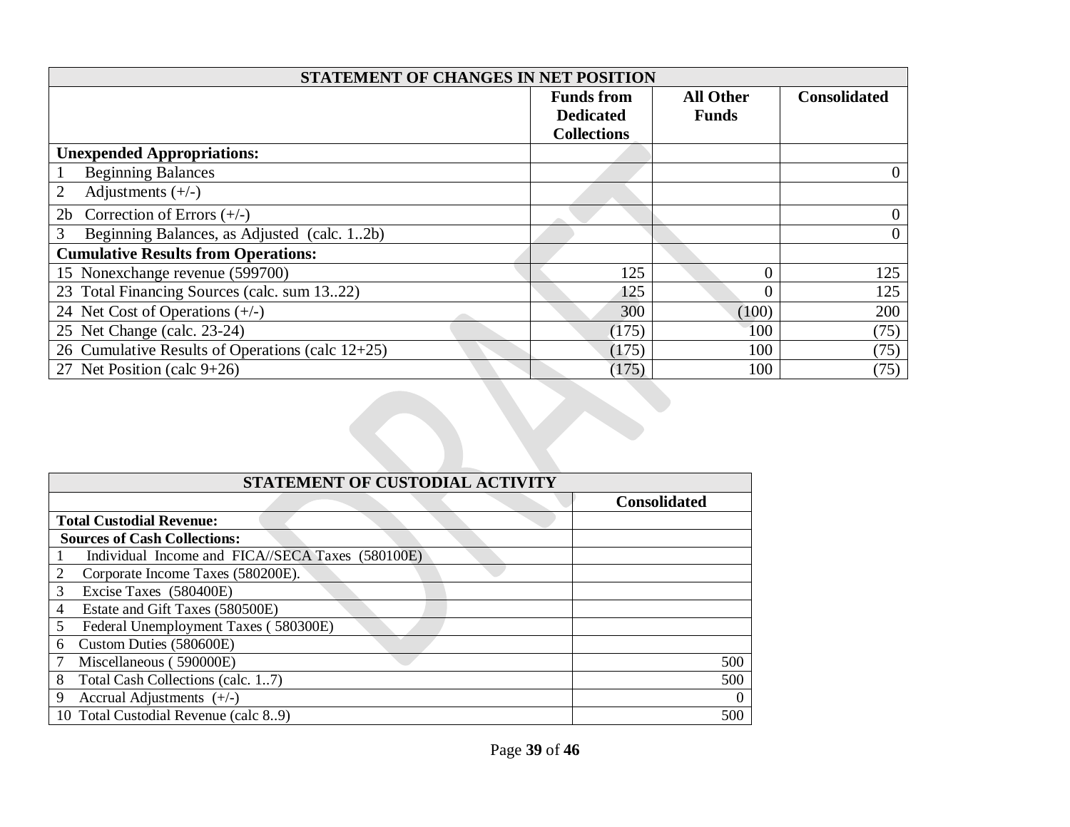| STATEMENT OF CHANGES IN NET POSITION | | | |
|---|---|---|---|
| | **Funds from Dedicated Collections** | **All Other Funds** | **Consolidated** |
| **Unexpended Appropriations:** | | | |
| 1 Beginning Balances | | | 0 |
| 2 Adjustments (+/-) | | | |
| 2b Correction of Errors (+/-) | | | 0 |
| 3 Beginning Balances, as Adjusted (calc. 1..2b) | | | 0 |
| **Cumulative Results from Operations:** | | | |
| 15 Nonexchange revenue (599700) | 125 | 0 | 125 |
| 23 Total Financing Sources (calc. sum 13..22) | 125 | 0 | 125 |
| 24 Net Cost of Operations (+/-) | 300 | (100) | 200 |
| 25 Net Change (calc. 23-24) | (175) | 100 | (75) |
| 26 Cumulative Results of Operations (calc 12+25) | (175) | 100 | (75) |
| 27 Net Position (calc 9+26) | (175) | 100 | (75) |

| STATEMENT OF CUSTODIAL ACTIVITY | |
|---|---|
| | **Consolidated** |
| **Total Custodial Revenue:** | |
| **Sources of Cash Collections:** | |
| 1 Individual Income and FICA//SECA Taxes (580100E) | |
| 2 Corporate Income Taxes (580200E). | |
| 3 Excise Taxes (580400E) | |
| 4 Estate and Gift Taxes (580500E) | |
| 5 Federal Unemployment Taxes ( 580300E) | |
| 6 Custom Duties (580600E) | |
| 7 Miscellaneous ( 590000E) | 500 |
| 8 Total Cash Collections (calc. 1..7) | 500 |
| 9 Accrual Adjustments (+/-) | 0 |
| 10 Total Custodial Revenue (calc 8..9) | 500 |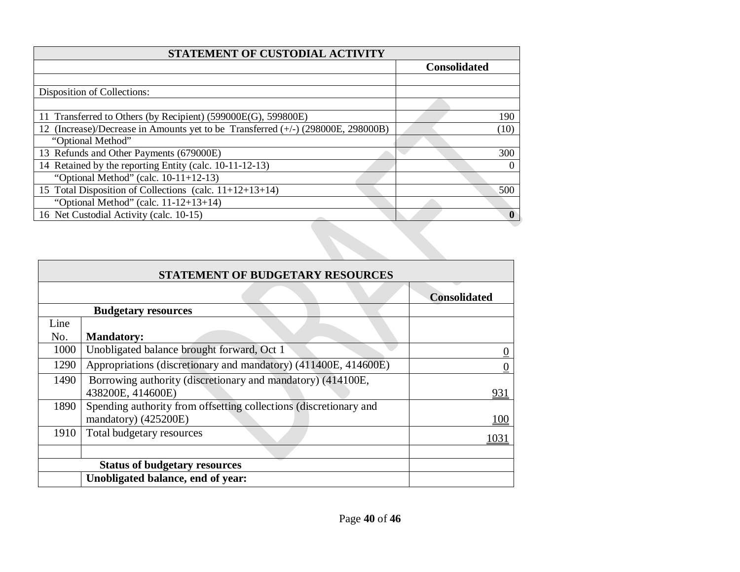| STATEMENT OF CUSTODIAL ACTIVITY | |
|---|---|
| | **Consolidated** |
| | |
| Disposition of Collections: | |
| | |
| 11 Transferred to Others (by Recipient) (599000E(G), 599800E) | 190 |
| 12 (Increase)/Decrease in Amounts yet to be Transferred (+/-) (298000E, 298000B) | (10) |
| "Optional Method" | |
| 13 Refunds and Other Payments (679000E) | 300 |
| 14 Retained by the reporting Entity (calc. 10-11-12-13) | 0 |
| "Optional Method" (calc. 10-11+12-13) | |
| 15 Total Disposition of Collections (calc. 11+12+13+14) | 500 |
| "Optional Method" (calc. 11-12+13+14) | |
| 16 Net Custodial Activity (calc. 10-15) | **0** |

| STATEMENT OF BUDGETARY RESOURCES | | |
|---|---|---|
| | | **Consolidated** |
| | **Budgetary resources** | |
| Line No. | **Mandatory:** | |
| 1000 | Unobligated balance brought forward, Oct 1 | 0 |
| 1290 | Appropriations (discretionary and mandatory) (411400E, 414600E) | 0 |
| 1490 | Borrowing authority (discretionary and mandatory) (414100E, 438200E, 414600E) | 931 |
| 1890 | Spending authority from offsetting collections (discretionary and mandatory) (425200E) | 100 |
| 1910 | Total budgetary resources | 1031 |
| | | |
| | **Status of budgetary resources** | |
| | **Unobligated balance, end of year:** | |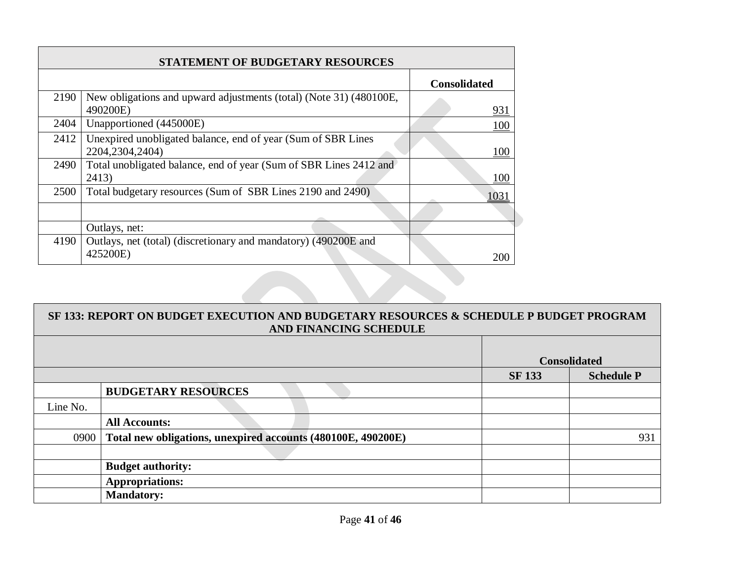| STATEMENT OF BUDGETARY RESOURCES | | |
|---|---|---|
| | | **Consolidated** |
| 2190 | New obligations and upward adjustments (total) (Note 31) (480100E, 490200E) | 931 |
| 2404 | Unapportioned (445000E) | 100 |
| 2412 | Unexpired unobligated balance, end of year (Sum of SBR Lines 2204,2304,2404) | 100 |
| 2490 | Total unobligated balance, end of year (Sum of SBR Lines 2412 and 2413) | 100 |
| 2500 | Total budgetary resources (Sum of SBR Lines 2190 and 2490) | 1031 |
| | | |
| | Outlays, net: | |
| 4190 | Outlays, net (total) (discretionary and mandatory) (490200E and 425200E) | 200 |

| SF 133: REPORT ON BUDGET EXECUTION AND BUDGETARY RESOURCES & SCHEDULE P BUDGET PROGRAM AND FINANCING SCHEDULE | | | |
|---|---|---|---|
| | | **Consolidated** | |
| | | **SF 133** | **Schedule P** |
| | **BUDGETARY RESOURCES** | | |
| Line No. | | | |
| | **All Accounts:** | | |
| 0900 | **Total new obligations, unexpired accounts (480100E, 490200E)** | | 931 |
| | | | |
| | **Budget authority:** | | |
| | **Appropriations:** | | |
| | **Mandatory:** | | |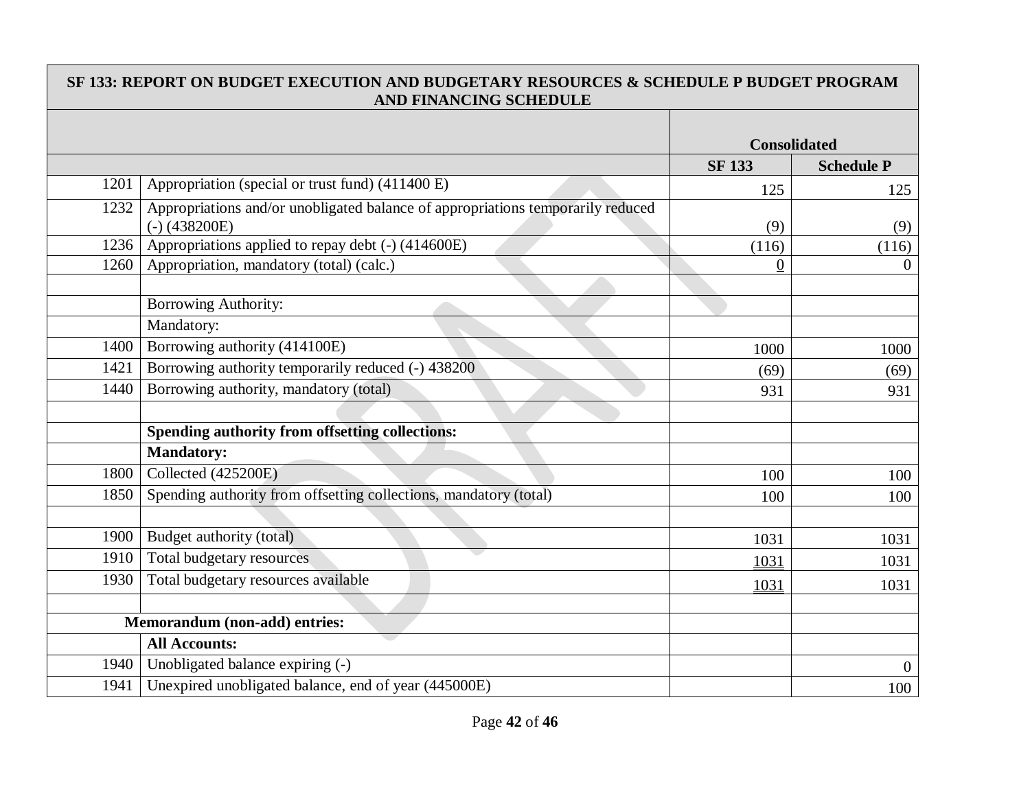| SF 133: REPORT ON BUDGET EXECUTION AND BUDGETARY RESOURCES & SCHEDULE P BUDGET PROGRAM AND FINANCING SCHEDULE | | | |
|---|---|---|---|
| | | Consolidated | |
| | | **SF 133** | **Schedule P** |
| 1201 | Appropriation (special or trust fund) (411400 E) | 125 | 125 |
| 1232 | Appropriations and/or unobligated balance of appropriations temporarily reduced (-) (438200E) | (9) | (9) |
| 1236 | Appropriations applied to repay debt (-) (414600E) | (116) | (116) |
| 1260 | Appropriation, mandatory (total) (calc.) | 0 | 0 |
| | | | |
| | Borrowing Authority: | | |
| | Mandatory: | | |
| 1400 | Borrowing authority (414100E) | 1000 | 1000 |
| 1421 | Borrowing authority temporarily reduced (-) 438200 | (69) | (69) |
| 1440 | Borrowing authority, mandatory (total) | 931 | 931 |
| | | | |
| | **Spending authority from offsetting collections:** | | |
| | **Mandatory:** | | |
| 1800 | Collected (425200E) | 100 | 100 |
| 1850 | Spending authority from offsetting collections, mandatory (total) | 100 | 100 |
| | | | |
| 1900 | Budget authority (total) | 1031 | 1031 |
| 1910 | Total budgetary resources | 1031 | 1031 |
| 1930 | Total budgetary resources available | 1031 | 1031 |
| | | | |
| **Memorandum (non-add) entries:** | | | |
| | **All Accounts:** | | |
| 1940 | Unobligated balance expiring (-) | | 0 |
| 1941 | Unexpired unobligated balance, end of year (445000E) | | 100 |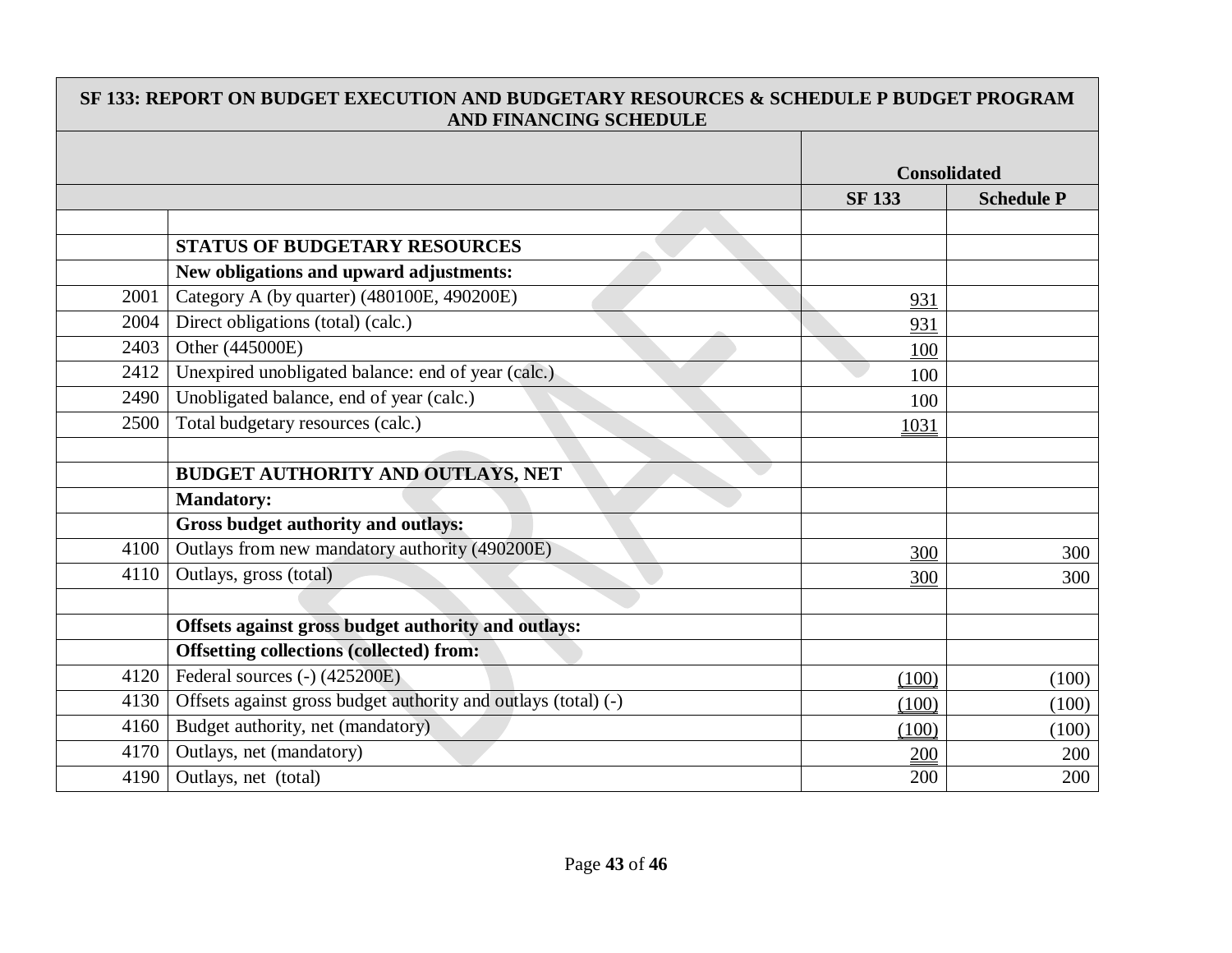| SF 133: REPORT ON BUDGET EXECUTION AND BUDGETARY RESOURCES & SCHEDULE P BUDGET PROGRAM AND FINANCING SCHEDULE | | | |
|---|---|---|---|
| | | **Consolidated** | |
| | | **SF 133** | **Schedule P** |
| | | | |
| | **STATUS OF BUDGETARY RESOURCES** | | |
| | **New obligations and upward adjustments:** | | |
| 2001 | Category A (by quarter) (480100E, 490200E) | 931 | |
| 2004 | Direct obligations (total) (calc.) | 931 | |
| 2403 | Other (445000E) | 100 | |
| 2412 | Unexpired unobligated balance: end of year (calc.) | 100 | |
| 2490 | Unobligated balance, end of year (calc.) | 100 | |
| 2500 | Total budgetary resources (calc.) | 1031 | |
| | | | |
| | **BUDGET AUTHORITY AND OUTLAYS, NET** | | |
| | **Mandatory:** | | |
| | **Gross budget authority and outlays:** | | |
| 4100 | Outlays from new mandatory authority (490200E) | 300 | 300 |
| 4110 | Outlays, gross (total) | 300 | 300 |
| | | | |
| | **Offsets against gross budget authority and outlays:** | | |
| | **Offsetting collections (collected) from:** | | |
| 4120 | Federal sources (-) (425200E) | (100) | (100) |
| 4130 | Offsets against gross budget authority and outlays (total) (-) | (100) | (100) |
| 4160 | Budget authority, net (mandatory) | (100) | (100) |
| 4170 | Outlays, net (mandatory) | 200 | 200 |
| 4190 | Outlays, net (total) | 200 | 200 |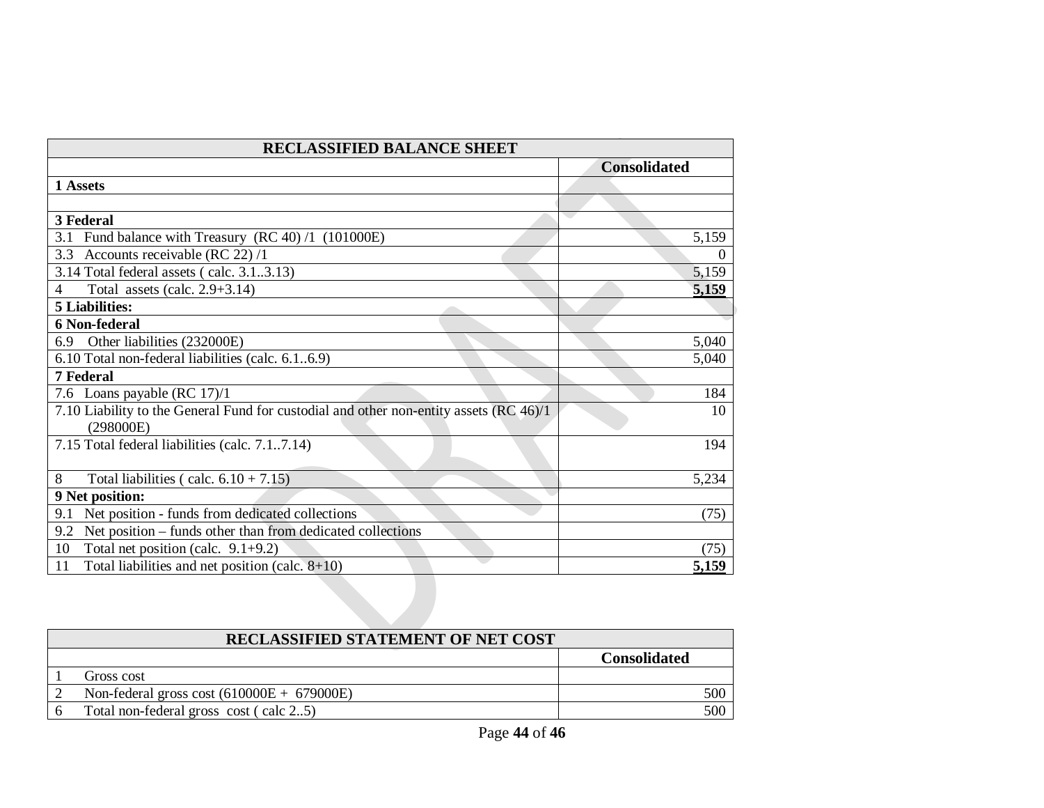| RECLASSIFIED BALANCE SHEET | |
|---|---|
| | **Consolidated** |
| **1 Assets** | |
| | |
| **3 Federal** | |
| 3.1 Fund balance with Treasury (RC 40) /1 (101000E) | 5,159 |
| 3.3 Accounts receivable (RC 22) /1 | 0 |
| 3.14 Total federal assets ( calc. 3.1..3.13) | 5,159 |
| 4 Total assets (calc. 2.9+3.14) | **5,159** |
| **5 Liabilities:** | |
| **6 Non-federal** | |
| 6.9 Other liabilities (232000E) | 5,040 |
| 6.10 Total non-federal liabilities (calc. 6.1..6.9) | 5,040 |
| **7 Federal** | |
| 7.6 Loans payable (RC 17)/1 | 184 |
| 7.10 Liability to the General Fund for custodial and other non-entity assets (RC 46)/1 (298000E) | 10 |
| 7.15 Total federal liabilities (calc. 7.1..7.14) | 194 |
| 8 Total liabilities ( calc. 6.10 + 7.15) | 5,234 |
| **9 Net position:** | |
| 9.1 Net position - funds from dedicated collections | (75) |
| 9.2 Net position – funds other than from dedicated collections | |
| 10 Total net position (calc. 9.1+9.2) | (75) |
| 11 Total liabilities and net position (calc. 8+10) | **5,159** |

| RECLASSIFIED STATEMENT OF NET COST | | |
|---|---|---|
| | | **Consolidated** |
| 1 | Gross cost | |
| 2 | Non-federal gross cost (610000E + 679000E) | 500 |
| 6 | Total non-federal gross cost ( calc 2..5) | 500 |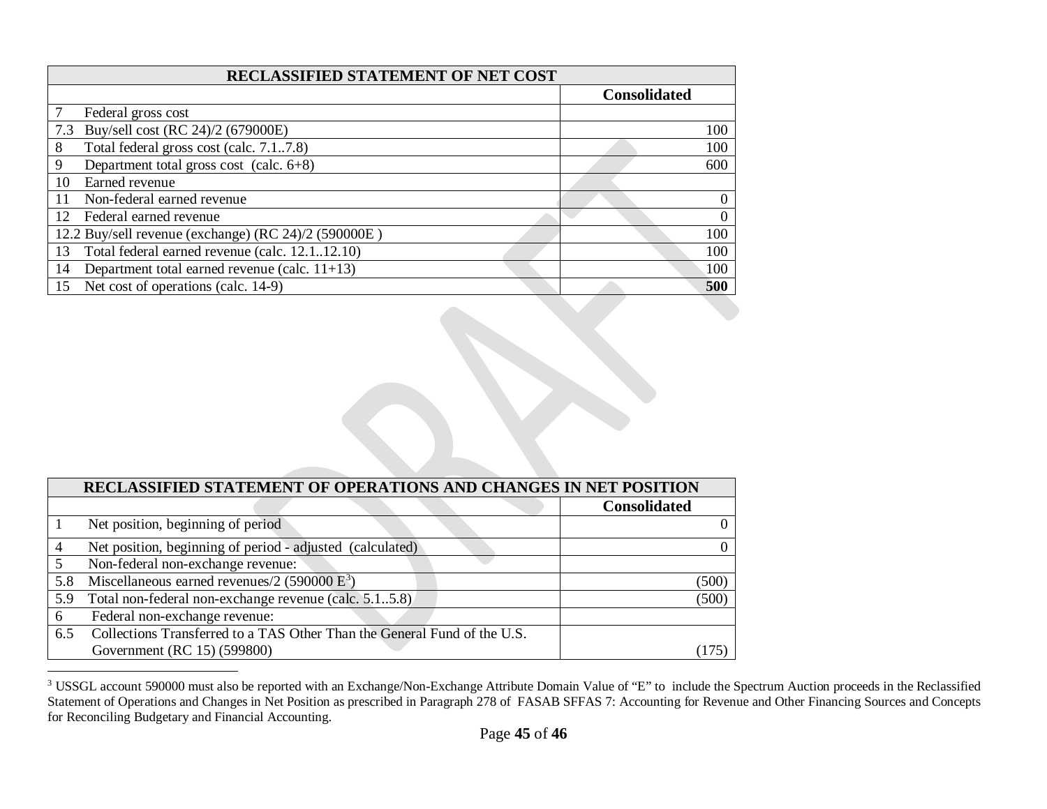| RECLASSIFIED STATEMENT OF NET COST | |
|---|---|
| | **Consolidated** |
| 7 Federal gross cost | |
| 7.3 Buy/sell cost (RC 24)/2 (679000E) | 100 |
| 8 Total federal gross cost (calc. 7.1..7.8) | 100 |
| 9 Department total gross cost (calc. 6+8) | 600 |
| 10 Earned revenue | |
| 11 Non-federal earned revenue | 0 |
| 12 Federal earned revenue | 0 |
| 12.2 Buy/sell revenue (exchange) (RC 24)/2 (590000E ) | 100 |
| 13 Total federal earned revenue (calc. 12.1..12.10) | 100 |
| 14 Department total earned revenue (calc. 11+13) | 100 |
| 15 Net cost of operations (calc. 14-9) | **500** |

| RECLASSIFIED STATEMENT OF OPERATIONS AND CHANGES IN NET POSITION | |
|---|---|
| | **Consolidated** |
| 1 Net position, beginning of period | 0 |
| 4 Net position, beginning of period - adjusted (calculated) | 0 |
| 5 Non-federal non-exchange revenue: | |
| 5.8 Miscellaneous earned revenues/2 (590000 E[3]) | (500) |
| 5.9 Total non-federal non-exchange revenue (calc. 5.1..5.8) | (500) |
| 6 Federal non-exchange revenue: | |
| 6.5 Collections Transferred to a TAS Other Than the General Fund of the U.S. Government (RC 15) (599800) | (175) |

[3] USSGL account 590000 must also be reported with an Exchange/Non-Exchange Attribute Domain Value of "E" to include the Spectrum Auction proceeds in the Reclassified Statement of Operations and Changes in Net Position as prescribed in Paragraph 278 of FASAB SFFAS 7: Accounting for Revenue and Other Financing Sources and Concepts for Reconciling Budgetary and Financial Accounting.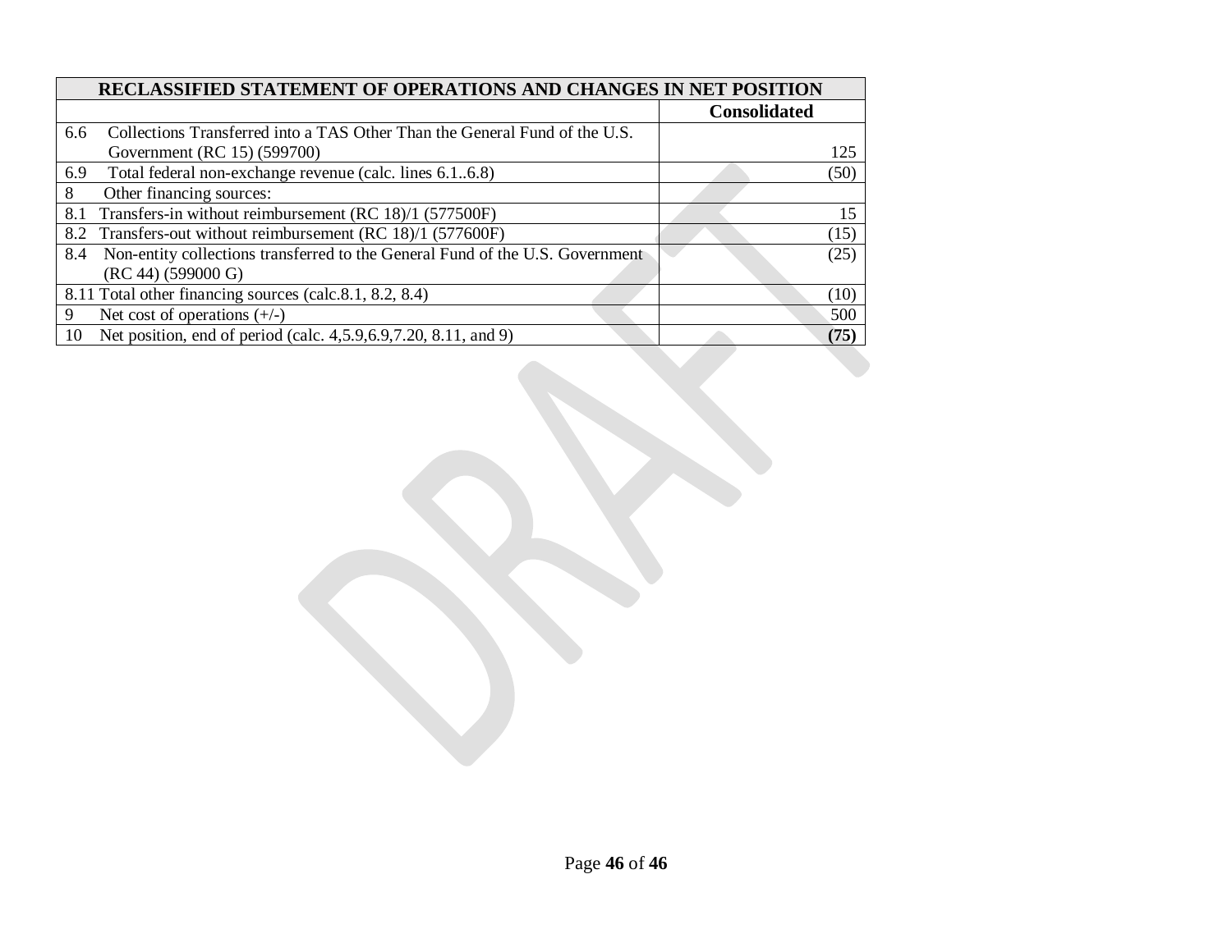| RECLASSIFIED STATEMENT OF OPERATIONS AND CHANGES IN NET POSITION | |
|---|---|
| | **Consolidated** |
| 6.6 Collections Transferred into a TAS Other Than the General Fund of the U.S. Government (RC 15) (599700) | 125 |
| 6.9 Total federal non-exchange revenue (calc. lines 6.1..6.8) | (50) |
| 8 Other financing sources: | |
| 8.1 Transfers-in without reimbursement (RC 18)/1 (577500F) | 15 |
| 8.2 Transfers-out without reimbursement (RC 18)/1 (577600F) | (15) |
| 8.4 Non-entity collections transferred to the General Fund of the U.S. Government (RC 44) (599000 G) | (25) |
| 8.11 Total other financing sources (calc.8.1, 8.2, 8.4) | (10) |
| 9 Net cost of operations (+/-) | 500 |
| 10 Net position, end of period (calc. 4,5.9,6.9,7.20, 8.11, and 9) | **(75)** |